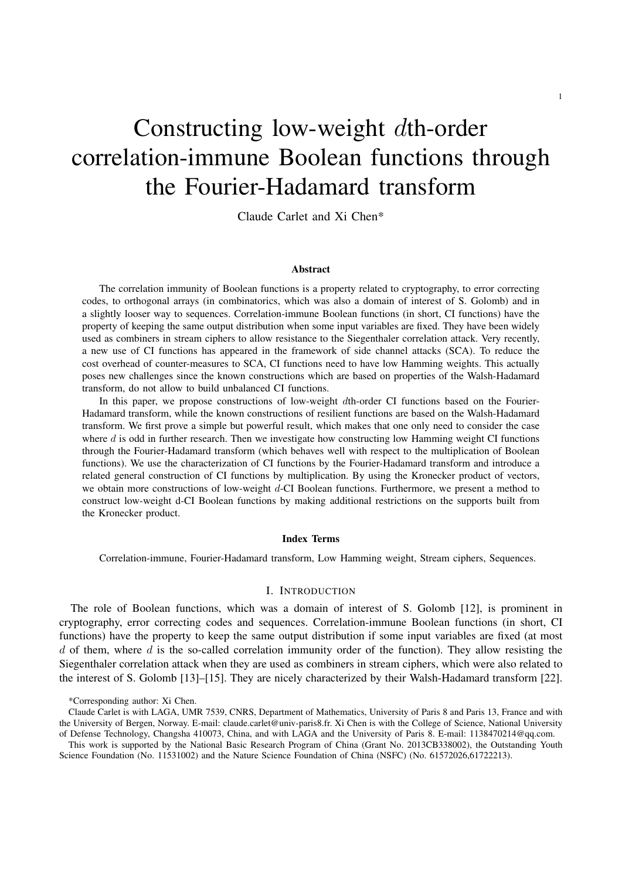# Constructing low-weight $d$th-order correlation-immune Boolean functions through the Fourier-Hadamard transform

Claude Carlet and Xi Chen*

### Abstract

The correlation immunity of Boolean functions is a property related to cryptography, to error correcting codes, to orthogonal arrays (in combinatorics, which was also a domain of interest of S. Golomb) and in a slightly looser way to sequences. Correlation-immune Boolean functions (in short, CI functions) have the property of keeping the same output distribution when some input variables are fixed. They have been widely used as combiners in stream ciphers to allow resistance to the Siegenthaler correlation attack. Very recently, a new use of CI functions has appeared in the framework of side channel attacks (SCA). To reduce the cost overhead of counter-measures to SCA, CI functions need to have low Hamming weights. This actually poses new challenges since the known constructions which are based on properties of the Walsh-Hadamard transform, do not allow to build unbalanced CI functions.

In this paper, we propose constructions of low-weight $d$th-order CI functions based on the Fourier-Hadamard transform, while the known constructions of resilient functions are based on the Walsh-Hadamard transform. We first prove a simple but powerful result, which makes that one only need to consider the case where $d$ is odd in further research. Then we investigate how constructing low Hamming weight CI functions through the Fourier-Hadamard transform (which behaves well with respect to the multiplication of Boolean functions). We use the characterization of CI functions by the Fourier-Hadamard transform and introduce a related general construction of CI functions by multiplication. By using the Kronecker product of vectors, we obtain more constructions of low-weight $d$-CI Boolean functions. Furthermore, we present a method to construct low-weight d-CI Boolean functions by making additional restrictions on the supports built from the Kronecker product.

### Index Terms

Correlation-immune, Fourier-Hadamard transform, Low Hamming weight, Stream ciphers, Sequences.

## I. Introduction

The role of Boolean functions, which was a domain of interest of S. Golomb [12], is prominent in cryptography, error correcting codes and sequences. Correlation-immune Boolean functions (in short, CI functions) have the property to keep the same output distribution if some input variables are fixed (at most $d$ of them, where $d$ is the so-called correlation immunity order of the function). They allow resisting the Siegenthaler correlation attack when they are used as combiners in stream ciphers, which were also related to the interest of S. Golomb [13]–[15]. They are nicely characterized by their Walsh-Hadamard transform [22].

*Corresponding author: Xi Chen.

Claude Carlet is with LAGA, UMR 7539, CNRS, Department of Mathematics, University of Paris 8 and Paris 13, France and with the University of Bergen, Norway. E-mail: claude.carlet@univ-paris8.fr. Xi Chen is with the College of Science, National University of Defense Technology, Changsha 410073, China, and with LAGA and the University of Paris 8. E-mail: 1138470214@qq.com.

This work is supported by the National Basic Research Program of China (Grant No. 2013CB338002), the Outstanding Youth Science Foundation (No. 11531002) and the Nature Science Foundation of China (NSFC) (No. 61572026,61722213).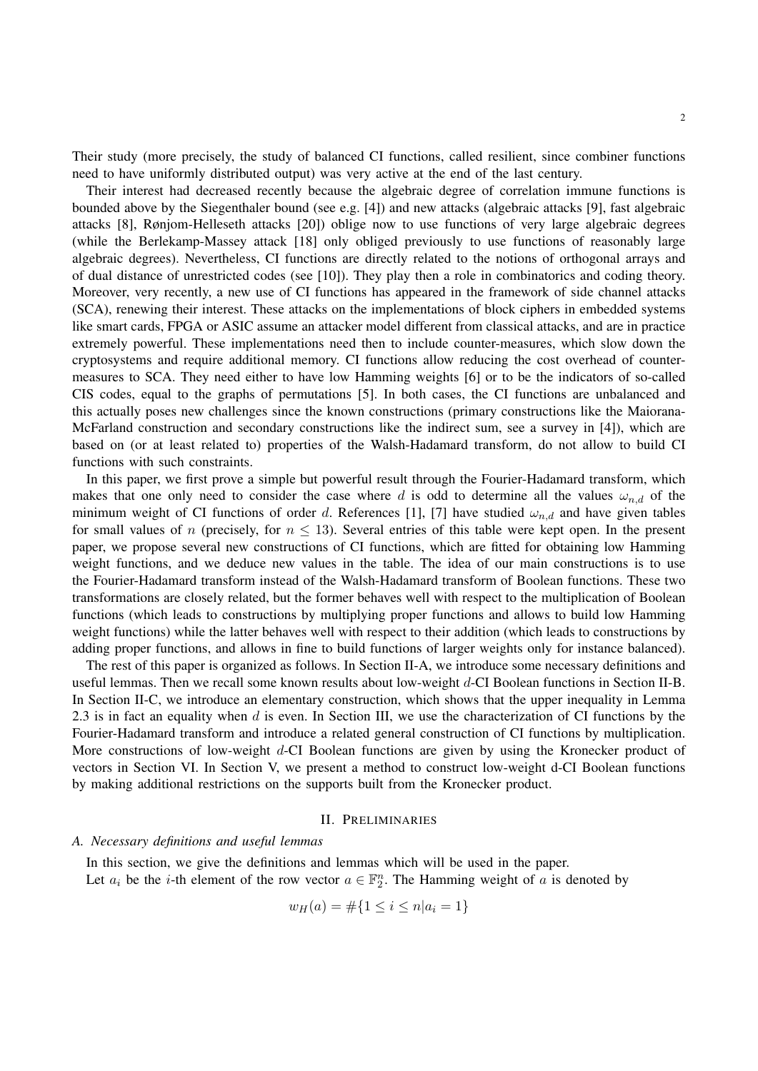Their study (more precisely, the study of balanced CI functions, called resilient, since combiner functions need to have uniformly distributed output) was very active at the end of the last century.

Their interest had decreased recently because the algebraic degree of correlation immune functions is bounded above by the Siegenthaler bound (see e.g. [4]) and new attacks (algebraic attacks [9], fast algebraic attacks [8], Rønjom-Helleseth attacks [20]) oblige now to use functions of very large algebraic degrees (while the Berlekamp-Massey attack [18] only obliged previously to use functions of reasonably large algebraic degrees). Nevertheless, CI functions are directly related to the notions of orthogonal arrays and of dual distance of unrestricted codes (see [10]). They play then a role in combinatorics and coding theory. Moreover, very recently, a new use of CI functions has appeared in the framework of side channel attacks (SCA), renewing their interest. These attacks on the implementations of block ciphers in embedded systems like smart cards, FPGA or ASIC assume an attacker model different from classical attacks, and are in practice extremely powerful. These implementations need then to include counter-measures, which slow down the cryptosystems and require additional memory. CI functions allow reducing the cost overhead of counter-measures to SCA. They need either to have low Hamming weights [6] or to be the indicators of so-called CIS codes, equal to the graphs of permutations [5]. In both cases, the CI functions are unbalanced and this actually poses new challenges since the known constructions (primary constructions like the Maiorana-McFarland construction and secondary constructions like the indirect sum, see a survey in [4]), which are based on (or at least related to) properties of the Walsh-Hadamard transform, do not allow to build CI functions with such constraints.

In this paper, we first prove a simple but powerful result through the Fourier-Hadamard transform, which makes that one only need to consider the case where $d$ is odd to determine all the values $\omega_{n,d}$ of the minimum weight of CI functions of order $d$. References [1], [7] have studied $\omega_{n,d}$ and have given tables for small values of $n$ (precisely, for $n \leq 13$). Several entries of this table were kept open. In the present paper, we propose several new constructions of CI functions, which are fitted for obtaining low Hamming weight functions, and we deduce new values in the table. The idea of our main constructions is to use the Fourier-Hadamard transform instead of the Walsh-Hadamard transform of Boolean functions. These two transformations are closely related, but the former behaves well with respect to the multiplication of Boolean functions (which leads to constructions by multiplying proper functions and allows to build low Hamming weight functions) while the latter behaves well with respect to their addition (which leads to constructions by adding proper functions, and allows in fine to build functions of larger weights only for instance balanced).

The rest of this paper is organized as follows. In Section II-A, we introduce some necessary definitions and useful lemmas. Then we recall some known results about low-weight $d$-CI Boolean functions in Section II-B. In Section II-C, we introduce an elementary construction, which shows that the upper inequality in Lemma 2.3 is in fact an equality when $d$ is even. In Section III, we use the characterization of CI functions by the Fourier-Hadamard transform and introduce a related general construction of CI functions by multiplication. More constructions of low-weight $d$-CI Boolean functions are given by using the Kronecker product of vectors in Section VI. In Section V, we present a method to construct low-weight d-CI Boolean functions by making additional restrictions on the supports built from the Kronecker product.

## II. Preliminaries

### A. Necessary definitions and useful lemmas

In this section, we give the definitions and lemmas which will be used in the paper.

Let $a_i$ be the $i$-th element of the row vector $a \in \mathbb{F}_2^n$. The Hamming weight of $a$ is denoted by

$$w_H(a) = \#\{1 \leq i \leq n | a_i = 1\}$$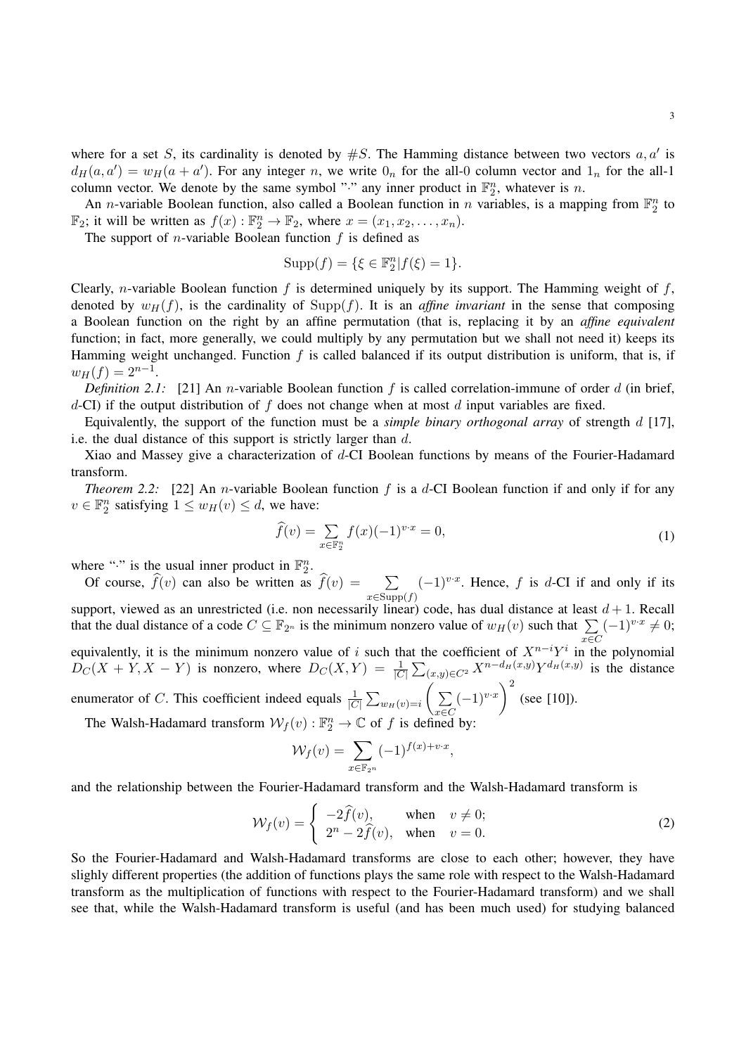where for a set $S$, its cardinality is denoted by $\#S$. The Hamming distance between two vectors $a, a'$ is $d_H(a, a') = w_H(a + a')$. For any integer $n$, we write $0_n$ for the all-0 column vector and $1_n$ for the all-1 column vector. We denote by the same symbol "$\cdot$" any inner product in $\mathbb{F}_2^n$, whatever is $n$.

An $n$-variable Boolean function, also called a Boolean function in $n$ variables, is a mapping from $\mathbb{F}_2^n$ to $\mathbb{F}_2$; it will be written as $f(x) : \mathbb{F}_2^n \to \mathbb{F}_2$, where $x = (x_1, x_2, \ldots, x_n)$.

The support of $n$-variable Boolean function $f$ is defined as

$$\mathrm{Supp}(f) = \{\xi \in \mathbb{F}_2^n | f(\xi) = 1\}.$$

Clearly, $n$-variable Boolean function $f$ is determined uniquely by its support. The Hamming weight of $f$, denoted by $w_H(f)$, is the cardinality of $\mathrm{Supp}(f)$. It is an *affine invariant* in the sense that composing a Boolean function on the right by an affine permutation (that is, replacing it by an *affine equivalent* function; in fact, more generally, we could multiply by any permutation but we shall not need it) keeps its Hamming weight unchanged. Function $f$ is called balanced if its output distribution is uniform, that is, if $w_H(f) = 2^{n-1}$.

*Definition 2.1:* [21] An $n$-variable Boolean function $f$ is called correlation-immune of order $d$ (in brief, $d$-CI) if the output distribution of $f$ does not change when at most $d$ input variables are fixed.

Equivalently, the support of the function must be a *simple binary orthogonal array* of strength $d$ [17], i.e. the dual distance of this support is strictly larger than $d$.

Xiao and Massey give a characterization of $d$-CI Boolean functions by means of the Fourier-Hadamard transform.

*Theorem 2.2:* [22] An $n$-variable Boolean function $f$ is a $d$-CI Boolean function if and only if for any $v \in \mathbb{F}_2^n$ satisfying $1 \leq w_H(v) \leq d$, we have:

$$\widehat{f}(v) = \sum_{x \in \mathbb{F}_2^n} f(x)(-1)^{v \cdot x} = 0, \tag{1}$$

where "$\cdot$" is the usual inner product in $\mathbb{F}_2^n$.

Of course, $\widehat{f}(v)$ can also be written as $\widehat{f}(v) = \sum_{x \in \mathrm{Supp}(f)} (-1)^{v \cdot x}$. Hence, $f$ is $d$-CI if and only if its support, viewed as an unrestricted (i.e. non necessarily linear) code, has dual distance at least $d+1$. Recall that the dual distance of a code $C \subseteq \mathbb{F}_{2^n}$ is the minimum nonzero value of $w_H(v)$ such that $\sum_{x \in C} (-1)^{v \cdot x} \neq 0$; equivalently, it is the minimum nonzero value of $i$ such that the coefficient of $X^{n-i}Y^i$ in the polynomial $D_C(X+Y, X-Y)$ is nonzero, where $D_C(X,Y) = \frac{1}{|C|}\sum_{(x,y)\in C^2} X^{n-d_H(x,y)}Y^{d_H(x,y)}$ is the distance enumerator of $C$. This coefficient indeed equals $\frac{1}{|C|}\sum_{w_H(v)=i}\left(\sum_{x \in C}(-1)^{v\cdot x}\right)^2$ (see [10]).

The Walsh-Hadamard transform $\mathcal{W}_f(v) : \mathbb{F}_2^n \to \mathbb{C}$ of $f$ is defined by:

$$\mathcal{W}_f(v) = \sum_{x \in \mathbb{F}_{2^n}} (-1)^{f(x) + v \cdot x},$$

and the relationship between the Fourier-Hadamard transform and the Walsh-Hadamard transform is

$$\mathcal{W}_f(v) = \begin{cases} -2\widehat{f}(v), & \text{when} \quad v \neq 0; \\ 2^n - 2\widehat{f}(v), & \text{when} \quad v = 0. \end{cases} \tag{2}$$

So the Fourier-Hadamard and Walsh-Hadamard transforms are close to each other; however, they have slighly different properties (the addition of functions plays the same role with respect to the Walsh-Hadamard transform as the multiplication of functions with respect to the Fourier-Hadamard transform) and we shall see that, while the Walsh-Hadamard transform is useful (and has been much used) for studying balanced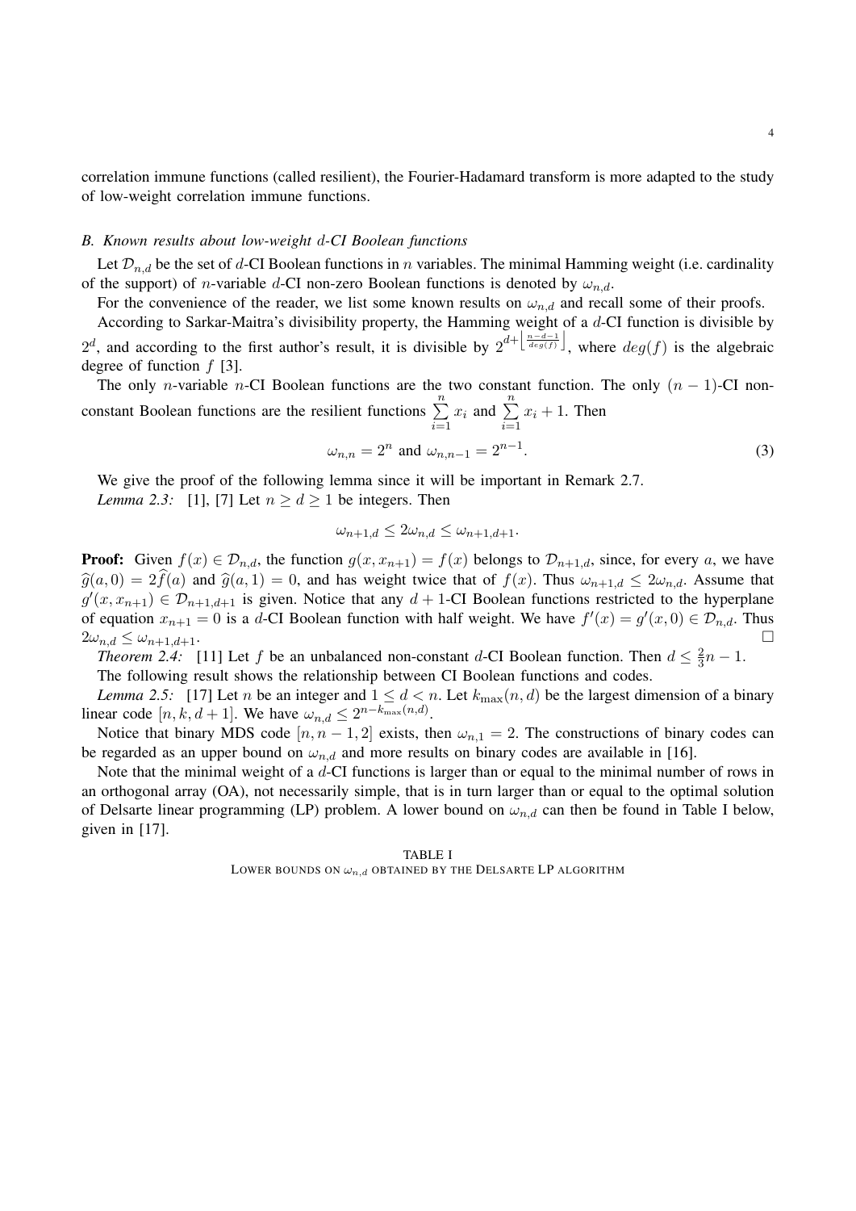correlation immune functions (called resilient), the Fourier-Hadamard transform is more adapted to the study of low-weight correlation immune functions.

### B. Known results about low-weight $d$-CI Boolean functions

Let $\mathcal{D}_{n,d}$ be the set of $d$-CI Boolean functions in $n$ variables. The minimal Hamming weight (i.e. cardinality of the support) of $n$-variable $d$-CI non-zero Boolean functions is denoted by $\omega_{n,d}$.

For the convenience of the reader, we list some known results on $\omega_{n,d}$ and recall some of their proofs.

According to Sarkar-Maitra's divisibility property, the Hamming weight of a $d$-CI function is divisible by $2^d$, and according to the first author's result, it is divisible by $2^{d+\left\lfloor \frac{n-d-1}{deg(f)} \right\rfloor}$, where $deg(f)$ is the algebraic degree of function $f$ [3].

The only $n$-variable $n$-CI Boolean functions are the two constant function. The only $(n-1)$-CI non-constant Boolean functions are the resilient functions $\sum_{i=1}^{n} x_i$ and $\sum_{i=1}^{n} x_i + 1$. Then

$$\omega_{n,n} = 2^n \text{ and } \omega_{n,n-1} = 2^{n-1}. \tag{3}$$

We give the proof of the following lemma since it will be important in Remark 2.7.

*Lemma 2.3:* [1], [7] Let $n \geq d \geq 1$ be integers. Then

$$\omega_{n+1,d} \leq 2\omega_{n,d} \leq \omega_{n+1,d+1}.$$

**Proof:** Given $f(x) \in \mathcal{D}_{n,d}$, the function $g(x, x_{n+1}) = f(x)$ belongs to $\mathcal{D}_{n+1,d}$, since, for every $a$, we have $\widehat{g}(a,0) = 2\widehat{f}(a)$ and $\widehat{g}(a,1) = 0$, and has weight twice that of $f(x)$. Thus $\omega_{n+1,d} \leq 2\omega_{n,d}$. Assume that $g'(x, x_{n+1}) \in \mathcal{D}_{n+1,d+1}$ is given. Notice that any $d+1$-CI Boolean functions restricted to the hyperplane of equation $x_{n+1} = 0$ is a $d$-CI Boolean function with half weight. We have $f'(x) = g'(x, 0) \in \mathcal{D}_{n,d}$. Thus $2\omega_{n,d} \leq \omega_{n+1,d+1}$. □

*Theorem 2.4:* [11] Let $f$ be an unbalanced non-constant $d$-CI Boolean function. Then $d \leq \frac{2}{3}n - 1$.

The following result shows the relationship between CI Boolean functions and codes.

*Lemma 2.5:* [17] Let $n$ be an integer and $1 \leq d < n$. Let $k_{\max}(n,d)$ be the largest dimension of a binary linear code $[n, k, d+1]$. We have $\omega_{n,d} \leq 2^{n-k_{\max}(n,d)}$.

Notice that binary MDS code $[n, n-1, 2]$ exists, then $\omega_{n,1} = 2$. The constructions of binary codes can be regarded as an upper bound on $\omega_{n,d}$ and more results on binary codes are available in [16].

Note that the minimal weight of a $d$-CI functions is larger than or equal to the minimal number of rows in an orthogonal array (OA), not necessarily simple, that is in turn larger than or equal to the optimal solution of Delsarte linear programming (LP) problem. A lower bound on $\omega_{n,d}$ can then be found in Table I below, given in [17].

TABLE I
LOWER BOUNDS ON $\omega_{n,d}$ OBTAINED BY THE DELSARTE LP ALGORITHM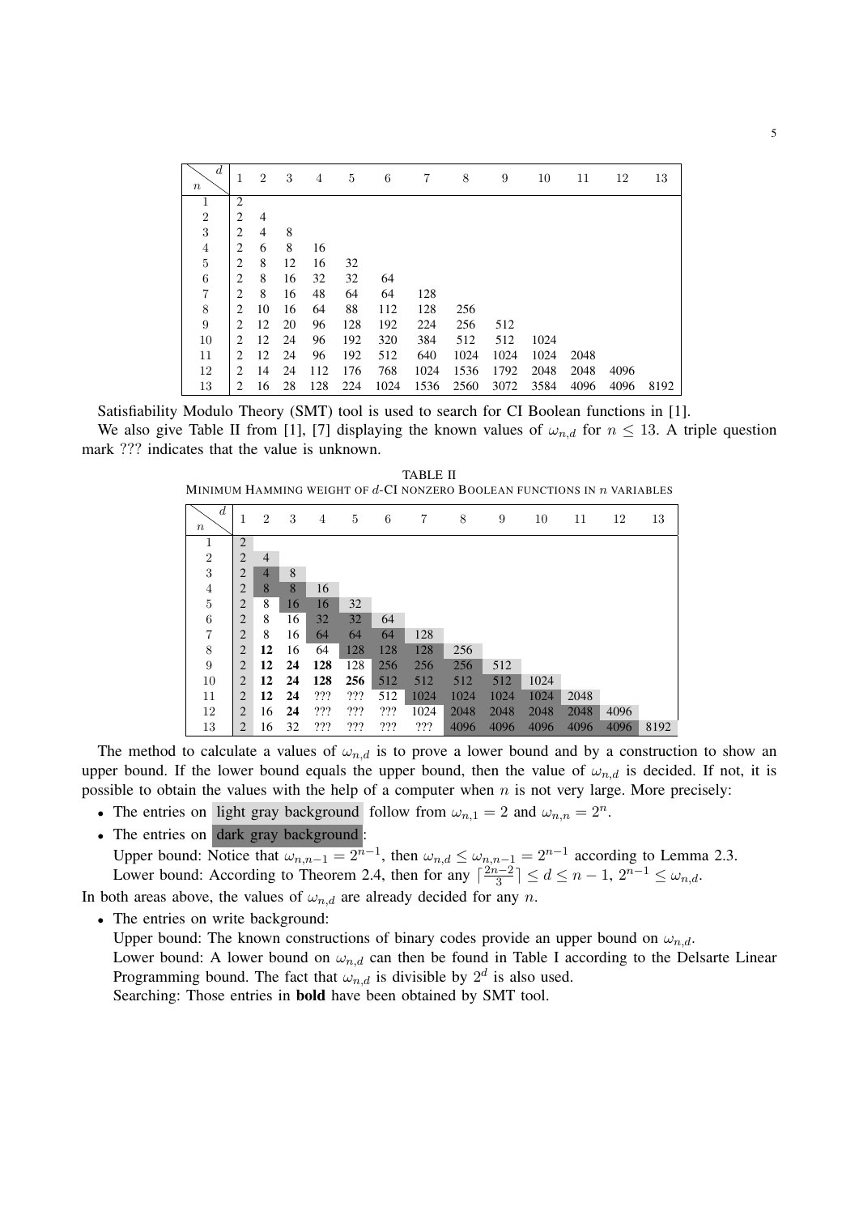| $n$ \ $d$ | 1 | 2 | 3 | 4 | 5 | 6 | 7 | 8 | 9 | 10 | 11 | 12 | 13 |
|---|---|---|---|---|---|---|---|---|---|---|---|---|---|
| 1 | 2 | | | | | | | | | | | | |
| 2 | 2 | 4 | | | | | | | | | | | |
| 3 | 2 | 4 | 8 | | | | | | | | | | |
| 4 | 2 | 6 | 8 | 16 | | | | | | | | | |
| 5 | 2 | 8 | 12 | 16 | 32 | | | | | | | | |
| 6 | 2 | 8 | 16 | 32 | 32 | 64 | | | | | | | |
| 7 | 2 | 8 | 16 | 48 | 64 | 64 | 128 | | | | | | |
| 8 | 2 | 10 | 16 | 64 | 88 | 112 | 128 | 256 | | | | | |
| 9 | 2 | 12 | 20 | 96 | 128 | 192 | 224 | 256 | 512 | | | | |
| 10 | 2 | 12 | 24 | 96 | 192 | 320 | 384 | 512 | 512 | 1024 | | | |
| 11 | 2 | 12 | 24 | 96 | 192 | 512 | 640 | 1024 | 1024 | 1024 | 2048 | | |
| 12 | 2 | 14 | 24 | 112 | 176 | 768 | 1024 | 1536 | 1792 | 2048 | 2048 | 4096 | |
| 13 | 2 | 16 | 28 | 128 | 224 | 1024 | 1536 | 2560 | 3072 | 3584 | 4096 | 4096 | 8192 |

Satisfiability Modulo Theory (SMT) tool is used to search for CI Boolean functions in [1].

We also give Table II from [1], [7] displaying the known values of $\omega_{n,d}$ for $n \leq 13$. A triple question mark ??? indicates that the value is unknown.

TABLE II
MINIMUM HAMMING WEIGHT OF $d$-CI NONZERO BOOLEAN FUNCTIONS IN $n$ VARIABLES

| $n$ \ $d$ | 1 | 2 | 3 | 4 | 5 | 6 | 7 | 8 | 9 | 10 | 11 | 12 | 13 |
|---|---|---|---|---|---|---|---|---|---|---|---|---|---|
| 1 | 2 | | | | | | | | | | | | |
| 2 | 2 | 4 | | | | | | | | | | | |
| 3 | 2 | 4 | 8 | | | | | | | | | | |
| 4 | 2 | 8 | 8 | 16 | | | | | | | | | |
| 5 | 2 | 8 | 16 | 16 | 32 | | | | | | | | |
| 6 | 2 | 8 | 16 | 32 | 32 | 64 | | | | | | | |
| 7 | 2 | 8 | 16 | 64 | 64 | 64 | 128 | | | | | | |
| 8 | 2 | **12** | 16 | 64 | 128 | 128 | 128 | 256 | | | | | |
| 9 | 2 | **12** | **24** | **128** | 128 | 256 | 256 | 256 | 512 | | | | |
| 10 | 2 | **12** | **24** | **128** | **256** | 512 | 512 | 512 | 512 | 1024 | | | |
| 11 | 2 | **12** | **24** | ??? | ??? | 512 | 1024 | 1024 | 1024 | 1024 | 2048 | | |
| 12 | 2 | 16 | **24** | ??? | ??? | ??? | 1024 | 2048 | 2048 | 2048 | 2048 | 4096 | |
| 13 | 2 | 16 | 32 | ??? | ??? | ??? | ??? | 4096 | 4096 | 4096 | 4096 | 4096 | 8192 |

The method to calculate a values of $\omega_{n,d}$ is to prove a lower bound and by a construction to show an upper bound. If the lower bound equals the upper bound, then the value of $\omega_{n,d}$ is decided. If not, it is possible to obtain the values with the help of a computer when $n$ is not very large. More precisely:

- The entries on light gray background follow from $\omega_{n,1} = 2$ and $\omega_{n,n} = 2^n$.
- The entries on dark gray background:
  Upper bound: Notice that $\omega_{n,n-1} = 2^{n-1}$, then $\omega_{n,d} \leq \omega_{n,n-1} = 2^{n-1}$ according to Lemma 2.3.
  Lower bound: According to Theorem 2.4, then for any $\lceil \frac{2n-2}{3} \rceil \leq d \leq n-1$, $2^{n-1} \leq \omega_{n,d}$.

In both areas above, the values of $\omega_{n,d}$ are already decided for any $n$.

- The entries on write background:
  Upper bound: The known constructions of binary codes provide an upper bound on $\omega_{n,d}$.
  Lower bound: A lower bound on $\omega_{n,d}$ can then be found in Table I according to the Delsarte Linear Programming bound. The fact that $\omega_{n,d}$ is divisible by $2^d$ is also used.
  Searching: Those entries in **bold** have been obtained by SMT tool.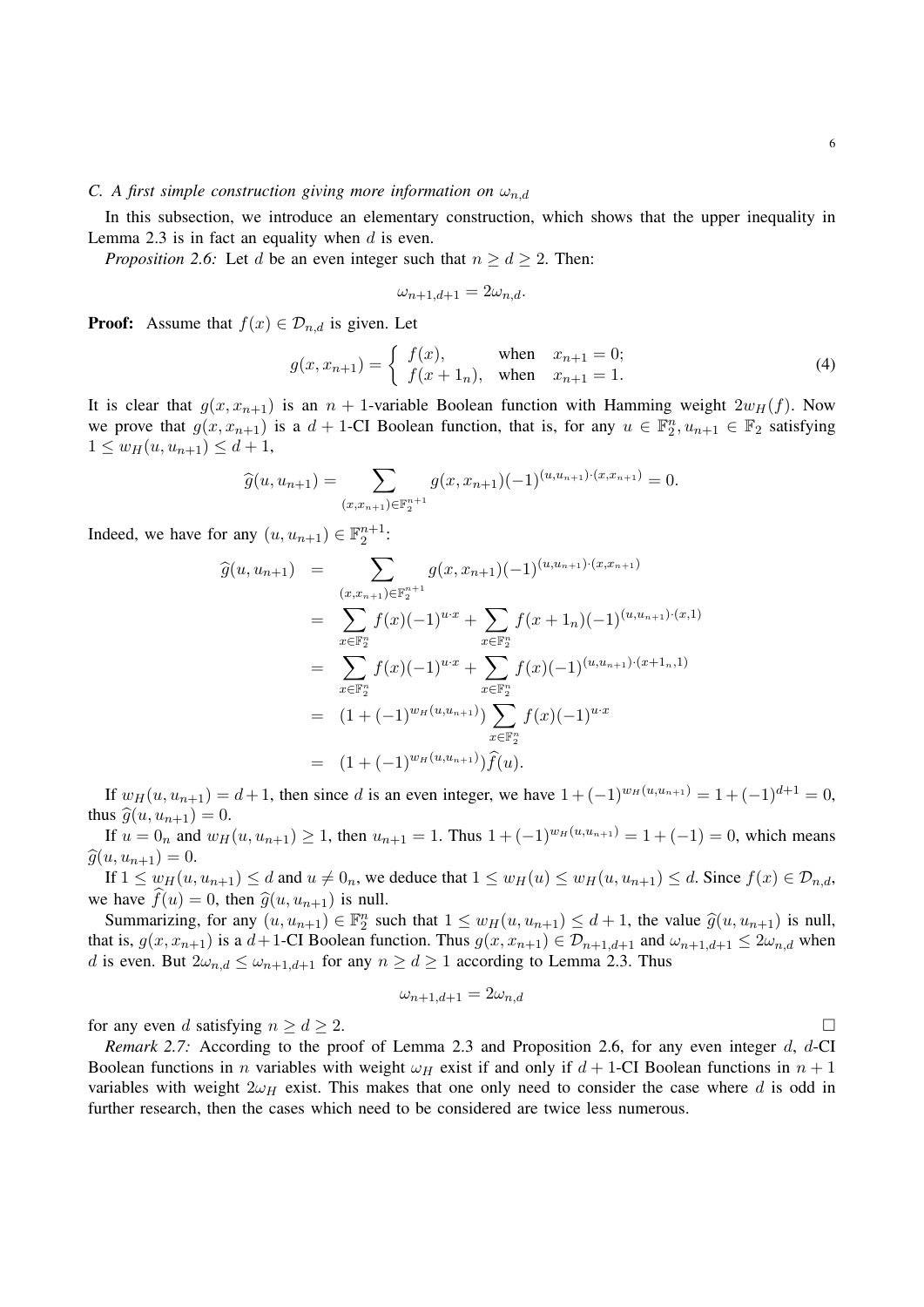### C. *A first simple construction giving more information on $\omega_{n,d}$*

In this subsection, we introduce an elementary construction, which shows that the upper inequality in Lemma 2.3 is in fact an equality when $d$ is even.

*Proposition 2.6:* Let $d$ be an even integer such that $n \geq d \geq 2$. Then:

$$\omega_{n+1,d+1} = 2\omega_{n,d}.$$

**Proof:** Assume that $f(x) \in \mathcal{D}_{n,d}$ is given. Let

$$g(x, x_{n+1}) = \begin{cases} f(x), & \text{when} \quad x_{n+1} = 0; \\ f(x + 1_n), & \text{when} \quad x_{n+1} = 1. \end{cases} \tag{4}$$

It is clear that $g(x, x_{n+1})$ is an $n+1$-variable Boolean function with Hamming weight $2w_H(f)$. Now we prove that $g(x, x_{n+1})$ is a $d+1$-CI Boolean function, that is, for any $u \in \mathbb{F}_2^n, u_{n+1} \in \mathbb{F}_2$ satisfying $1 \leq w_H(u, u_{n+1}) \leq d+1$,

$$\widehat{g}(u, u_{n+1}) = \sum_{(x,x_{n+1}) \in \mathbb{F}_2^{n+1}} g(x, x_{n+1})(-1)^{(u,u_{n+1})\cdot(x,x_{n+1})} = 0.$$

Indeed, we have for any $(u, u_{n+1}) \in \mathbb{F}_2^{n+1}$:

$$\begin{aligned}
\widehat{g}(u, u_{n+1}) &= \sum_{(x,x_{n+1}) \in \mathbb{F}_2^{n+1}} g(x, x_{n+1})(-1)^{(u,u_{n+1})\cdot(x,x_{n+1})} \\
&= \sum_{x \in \mathbb{F}_2^n} f(x)(-1)^{u \cdot x} + \sum_{x \in \mathbb{F}_2^n} f(x + 1_n)(-1)^{(u,u_{n+1})\cdot(x,1)} \\
&= \sum_{x \in \mathbb{F}_2^n} f(x)(-1)^{u \cdot x} + \sum_{x \in \mathbb{F}_2^n} f(x)(-1)^{(u,u_{n+1})\cdot(x+1_n,1)} \\
&= (1 + (-1)^{w_H(u,u_{n+1})}) \sum_{x \in \mathbb{F}_2^n} f(x)(-1)^{u \cdot x} \\
&= (1 + (-1)^{w_H(u,u_{n+1})}) \widehat{f}(u).
\end{aligned}$$

If $w_H(u, u_{n+1}) = d+1$, then since $d$ is an even integer, we have $1 + (-1)^{w_H(u,u_{n+1})} = 1 + (-1)^{d+1} = 0$, thus $\widehat{g}(u, u_{n+1}) = 0$.

If $u = 0_n$ and $w_H(u, u_{n+1}) \geq 1$, then $u_{n+1} = 1$. Thus $1 + (-1)^{w_H(u,u_{n+1})} = 1 + (-1) = 0$, which means $\widehat{g}(u, u_{n+1}) = 0$.

If $1 \leq w_H(u, u_{n+1}) \leq d$ and $u \neq 0_n$, we deduce that $1 \leq w_H(u) \leq w_H(u, u_{n+1}) \leq d$. Since $f(x) \in \mathcal{D}_{n,d}$, we have $\widehat{f}(u) = 0$, then $\widehat{g}(u, u_{n+1})$ is null.

Summarizing, for any $(u, u_{n+1}) \in \mathbb{F}_2^n$ such that $1 \leq w_H(u, u_{n+1}) \leq d+1$, the value $\widehat{g}(u, u_{n+1})$ is null, that is, $g(x, x_{n+1})$ is a $d+1$-CI Boolean function. Thus $g(x, x_{n+1}) \in \mathcal{D}_{n+1,d+1}$ and $\omega_{n+1,d+1} \leq 2\omega_{n,d}$ when $d$ is even. But $2\omega_{n,d} \leq \omega_{n+1,d+1}$ for any $n \geq d \geq 1$ according to Lemma 2.3. Thus

$$\omega_{n+1,d+1} = 2\omega_{n,d}$$

for any even $d$ satisfying $n \geq d \geq 2$. $\square$

*Remark 2.7:* According to the proof of Lemma 2.3 and Proposition 2.6, for any even integer $d$, $d$-CI Boolean functions in $n$ variables with weight $\omega_H$ exist if and only if $d+1$-CI Boolean functions in $n+1$ variables with weight $2\omega_H$ exist. This makes that one only need to consider the case where $d$ is odd in further research, then the cases which need to be considered are twice less numerous.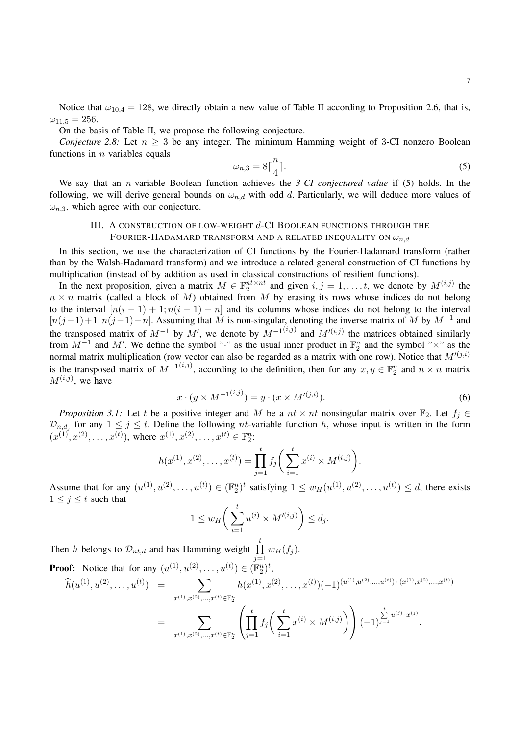Notice that $\omega_{10,4} = 128$, we directly obtain a new value of Table II according to Proposition 2.6, that is, $\omega_{11,5} = 256$.

On the basis of Table II, we propose the following conjecture.

*Conjecture 2.8:* Let $n \geq 3$ be any integer. The minimum Hamming weight of 3-CI nonzero Boolean functions in $n$ variables equals

$$\omega_{n,3} = 8\lceil \frac{n}{4} \rceil. \tag{5}$$

We say that an $n$-variable Boolean function achieves the *3-CI conjectured value* if (5) holds. In the following, we will derive general bounds on $\omega_{n,d}$ with odd $d$. Particularly, we will deduce more values of $\omega_{n,3}$, which agree with our conjecture.

## III. A construction of low-weight $d$-CI Boolean functions through the Fourier-Hadamard transform and a related inequality on $\omega_{n,d}$

In this section, we use the characterization of CI functions by the Fourier-Hadamard transform (rather than by the Walsh-Hadamard transform) and we introduce a related general construction of CI functions by multiplication (instead of by addition as used in classical constructions of resilient functions).

In the next proposition, given a matrix $M \in \mathbb{F}_2^{nt\times nt}$ and given $i, j = 1, \ldots, t$, we denote by $M^{(i,j)}$ the $n \times n$ matrix (called a block of $M$) obtained from $M$ by erasing its rows whose indices do not belong to the interval $[n(i-1)+1; n(i-1)+n]$ and its columns whose indices do not belong to the interval $[n(j-1)+1; n(j-1)+n]$. Assuming that $M$ is non-singular, denoting the inverse matrix of $M$ by $M^{-1}$ and the transposed matrix of $M^{-1}$ by $M'$, we denote by ${M^{-1}}^{(i,j)}$ and $M'^{(i,j)}$ the matrices obtained similarly from $M^{-1}$ and $M'$. We define the symbol "$\cdot$" as the usual inner product in $\mathbb{F}_2^n$ and the symbol "$\times$" as the normal matrix multiplication (row vector can also be regarded as a matrix with one row). Notice that $M'^{(j,i)}$ is the transposed matrix of ${M^{-1}}^{(i,j)}$, according to the definition, then for any $x, y \in \mathbb{F}_2^n$ and $n \times n$ matrix $M^{(i,j)}$, we have

$$x \cdot (y \times {M^{-1}}^{(i,j)}) = y \cdot (x \times M'^{(j,i)}). \tag{6}$$

*Proposition 3.1:* Let $t$ be a positive integer and $M$ be a $nt \times nt$ nonsingular matrix over $\mathbb{F}_2$. Let $f_j \in \mathcal{D}_{n,d_j}$ for any $1 \leq j \leq t$. Define the following $nt$-variable function $h$, whose input is written in the form $(x^{(1)}, x^{(2)}, \ldots, x^{(t)})$, where $x^{(1)}, x^{(2)}, \ldots, x^{(t)} \in \mathbb{F}_2^n$:

$$h(x^{(1)}, x^{(2)}, \ldots, x^{(t)}) = \prod_{j=1}^{t} f_j\bigg( \sum_{i=1}^{t} x^{(i)} \times M^{(i,j)} \bigg).$$

Assume that for any $(u^{(1)}, u^{(2)}, \ldots, u^{(t)}) \in (\mathbb{F}_2^n)^t$ satisfying $1 \leq w_H(u^{(1)}, u^{(2)}, \ldots, u^{(t)}) \leq d$, there exists $1 \leq j \leq t$ such that

$$1 \leq w_H\bigg( \sum_{i=1}^{t} u^{(i)} \times M'^{(i,j)} \bigg) \leq d_j.$$

Then $h$ belongs to $\mathcal{D}_{nt,d}$ and has Hamming weight $\prod_{j=1}^{t} w_H(f_j)$.

**Proof:** Notice that for any $(u^{(1)}, u^{(2)}, \ldots, u^{(t)}) \in (\mathbb{F}_2^n)^t$,

$$\begin{aligned}
\widehat{h}(u^{(1)}, u^{(2)}, \ldots, u^{(t)}) &= \sum_{x^{(1)}, x^{(2)}, \ldots, x^{(t)} \in \mathbb{F}_2^n} h(x^{(1)}, x^{(2)}, \ldots, x^{(t)}) (-1)^{(u^{(1)}, u^{(2)}, \ldots, u^{(t)}) \cdot (x^{(1)}, x^{(2)}, \ldots, x^{(t)})} \\
&= \sum_{x^{(1)}, x^{(2)}, \ldots, x^{(t)} \in \mathbb{F}_2^n} \left( \prod_{j=1}^{t} f_j\bigg( \sum_{i=1}^{t} x^{(i)} \times M^{(i,j)} \bigg) \right) (-1)^{\sum_{j=1}^{t} u^{(j)} \cdot x^{(j)}}.
\end{aligned}$$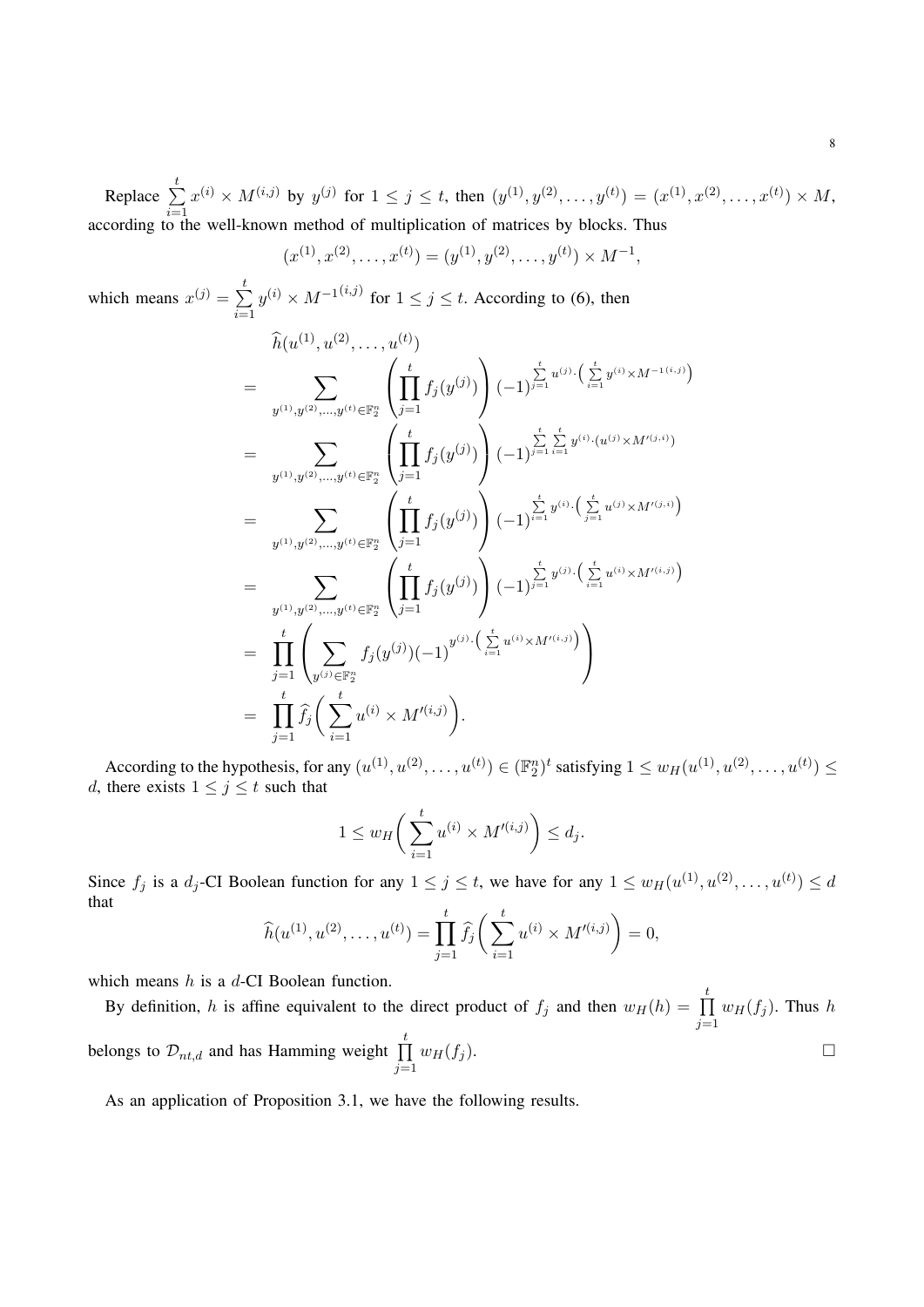Replace $\sum_{i=1}^{t} x^{(i)} \times M^{(i,j)}$ by $y^{(j)}$ for $1 \leq j \leq t$, then $(y^{(1)}, y^{(2)}, \ldots, y^{(t)}) = (x^{(1)}, x^{(2)}, \ldots, x^{(t)}) \times M$, according to the well-known method of multiplication of matrices by blocks. Thus

$$(x^{(1)}, x^{(2)}, \ldots, x^{(t)}) = (y^{(1)}, y^{(2)}, \ldots, y^{(t)}) \times M^{-1},$$

which means $x^{(j)} = \sum_{i=1}^{t} y^{(i)} \times M^{-1(i,j)}$ for $1 \leq j \leq t$. According to (6), then

$$
\begin{aligned}
& \widehat{h}(u^{(1)}, u^{(2)}, \ldots, u^{(t)}) \\
= & \sum_{y^{(1)}, y^{(2)}, \ldots, y^{(t)} \in \mathbb{F}_2^n} \left( \prod_{j=1}^{t} f_j(y^{(j)}) \right) (-1)^{\sum_{j=1}^{t} u^{(j)} \cdot \left( \sum_{i=1}^{t} y^{(i)} \times M^{-1(i,j)} \right)} \\
= & \sum_{y^{(1)}, y^{(2)}, \ldots, y^{(t)} \in \mathbb{F}_2^n} \left( \prod_{j=1}^{t} f_j(y^{(j)}) \right) (-1)^{\sum_{j=1}^{t} \sum_{i=1}^{t} y^{(i)} \cdot (u^{(j)} \times M'^{(j,i)})} \\
= & \sum_{y^{(1)}, y^{(2)}, \ldots, y^{(t)} \in \mathbb{F}_2^n} \left( \prod_{j=1}^{t} f_j(y^{(j)}) \right) (-1)^{\sum_{i=1}^{t} y^{(i)} \cdot \left( \sum_{j=1}^{t} u^{(j)} \times M'^{(j,i)} \right)} \\
= & \sum_{y^{(1)}, y^{(2)}, \ldots, y^{(t)} \in \mathbb{F}_2^n} \left( \prod_{j=1}^{t} f_j(y^{(j)}) \right) (-1)^{\sum_{j=1}^{t} y^{(j)} \cdot \left( \sum_{i=1}^{t} u^{(i)} \times M'^{(i,j)} \right)} \\
= & \prod_{j=1}^{t} \left( \sum_{y^{(j)} \in \mathbb{F}_2^n} f_j(y^{(j)}) (-1)^{y^{(j)} \cdot \left( \sum_{i=1}^{t} u^{(i)} \times M'^{(i,j)} \right)} \right) \\
= & \prod_{j=1}^{t} \widehat{f}_j \left( \sum_{i=1}^{t} u^{(i)} \times M'^{(i,j)} \right).
\end{aligned}
$$

According to the hypothesis, for any $(u^{(1)}, u^{(2)}, \ldots, u^{(t)}) \in (\mathbb{F}_2^n)^t$ satisfying $1 \leq w_H(u^{(1)}, u^{(2)}, \ldots, u^{(t)}) \leq d$, there exists $1 \leq j \leq t$ such that

$$1 \leq w_H \left( \sum_{i=1}^{t} u^{(i)} \times M'^{(i,j)} \right) \leq d_j.$$

Since $f_j$ is a $d_j$-CI Boolean function for any $1 \leq j \leq t$, we have for any $1 \leq w_H(u^{(1)}, u^{(2)}, \ldots, u^{(t)}) \leq d$ that

$$\widehat{h}(u^{(1)}, u^{(2)}, \ldots, u^{(t)}) = \prod_{j=1}^{t} \widehat{f}_j \left( \sum_{i=1}^{t} u^{(i)} \times M'^{(i,j)} \right) = 0,$$

which means $h$ is a $d$-CI Boolean function.

By definition, $h$ is affine equivalent to the direct product of $f_j$ and then $w_H(h) = \prod_{j=1}^{t} w_H(f_j)$. Thus $h$ belongs to $\mathcal{D}_{nt,d}$ and has Hamming weight $\prod_{j=1}^{t} w_H(f_j)$. □

As an application of Proposition 3.1, we have the following results.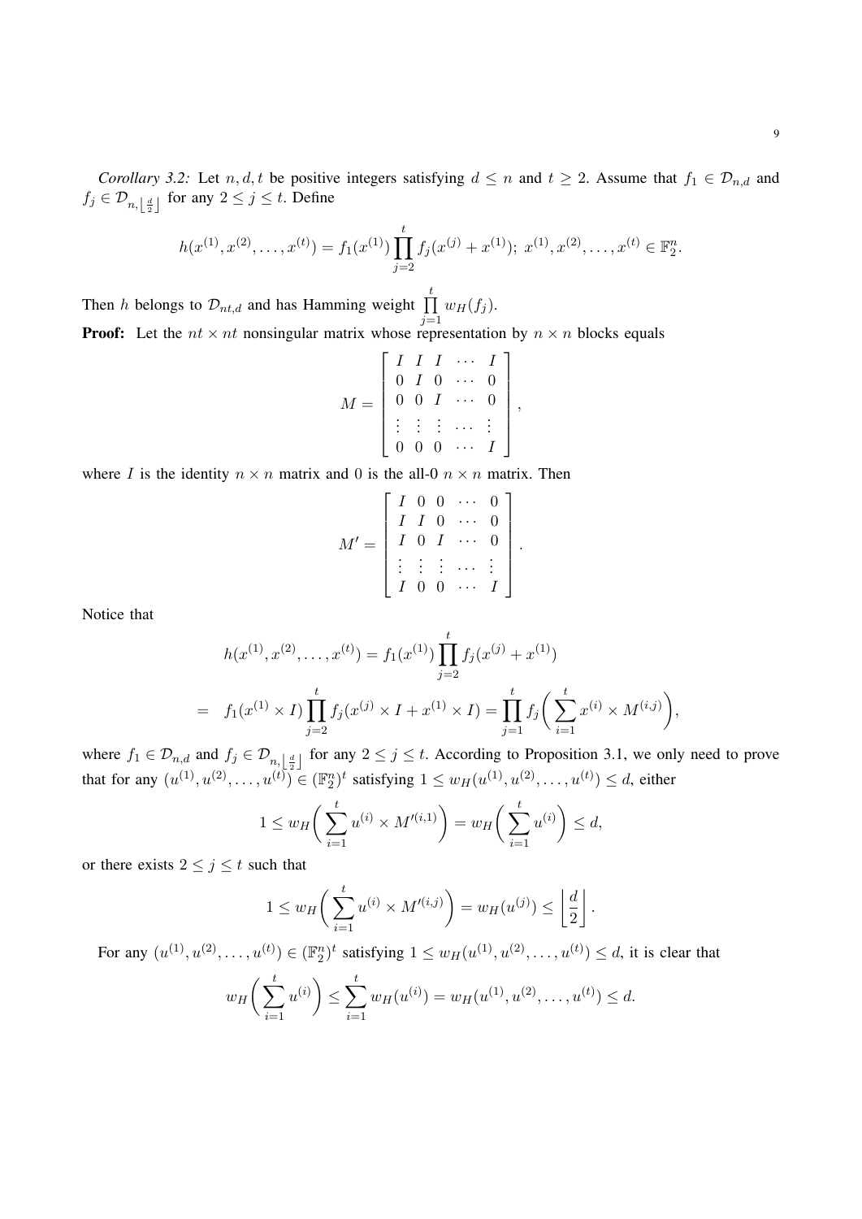*Corollary 3.2:* Let $n, d, t$ be positive integers satisfying $d \leq n$ and $t \geq 2$. Assume that $f_1 \in \mathcal{D}_{n,d}$ and $f_j \in \mathcal{D}_{n,\left\lfloor \frac{d}{2} \right\rfloor}$ for any $2 \leq j \leq t$. Define

$$h(x^{(1)}, x^{(2)}, \ldots, x^{(t)}) = f_1(x^{(1)}) \prod_{j=2}^{t} f_j(x^{(j)} + x^{(1)});\ x^{(1)}, x^{(2)}, \ldots, x^{(t)} \in \mathbb{F}_2^n.$$

Then $h$ belongs to $\mathcal{D}_{nt,d}$ and has Hamming weight $\prod_{j=1}^{t} w_H(f_j)$.

**Proof:** Let the $nt \times nt$ nonsingular matrix whose representation by $n \times n$ blocks equals

$$M = \begin{bmatrix} I & I & I & \cdots & I \\ 0 & I & 0 & \cdots & 0 \\ 0 & 0 & I & \cdots & 0 \\ \vdots & \vdots & \vdots & \cdots & \vdots \\ 0 & 0 & 0 & \cdots & I \end{bmatrix},$$

where $I$ is the identity $n \times n$ matrix and 0 is the all-0 $n \times n$ matrix. Then

$$M' = \begin{bmatrix} I & 0 & 0 & \cdots & 0 \\ I & I & 0 & \cdots & 0 \\ I & 0 & I & \cdots & 0 \\ \vdots & \vdots & \vdots & \cdots & \vdots \\ I & 0 & 0 & \cdots & I \end{bmatrix}.$$

Notice that

$$\begin{aligned} h(x^{(1)}, x^{(2)}, \ldots, x^{(t)}) &= f_1(x^{(1)}) \prod_{j=2}^{t} f_j(x^{(j)} + x^{(1)}) \\ = \quad f_1(x^{(1)} \times I) \prod_{j=2}^{t} f_j(x^{(j)} \times I + x^{(1)} \times I) &= \prod_{j=1}^{t} f_j\bigg( \sum_{i=1}^{t} x^{(i)} \times M^{(i,j)} \bigg), \end{aligned}$$

where $f_1 \in \mathcal{D}_{n,d}$ and $f_j \in \mathcal{D}_{n,\left\lfloor \frac{d}{2} \right\rfloor}$ for any $2 \leq j \leq t$. According to Proposition 3.1, we only need to prove that for any $(u^{(1)}, u^{(2)}, \ldots, u^{(t)}) \in (\mathbb{F}_2^n)^t$ satisfying $1 \leq w_H(u^{(1)}, u^{(2)}, \ldots, u^{(t)}) \leq d$, either

$$1 \leq w_H\bigg( \sum_{i=1}^{t} u^{(i)} \times M'^{(i,1)} \bigg) = w_H\bigg( \sum_{i=1}^{t} u^{(i)} \bigg) \leq d,$$

or there exists $2 \leq j \leq t$ such that

$$1 \leq w_H\bigg( \sum_{i=1}^{t} u^{(i)} \times M'^{(i,j)} \bigg) = w_H(u^{(j)}) \leq \left\lfloor \frac{d}{2} \right\rfloor.$$

For any $(u^{(1)}, u^{(2)}, \ldots, u^{(t)}) \in (\mathbb{F}_2^n)^t$ satisfying $1 \leq w_H(u^{(1)}, u^{(2)}, \ldots, u^{(t)}) \leq d$, it is clear that

$$w_H\bigg( \sum_{i=1}^{t} u^{(i)} \bigg) \leq \sum_{i=1}^{t} w_H(u^{(i)}) = w_H(u^{(1)}, u^{(2)}, \ldots, u^{(t)}) \leq d.$$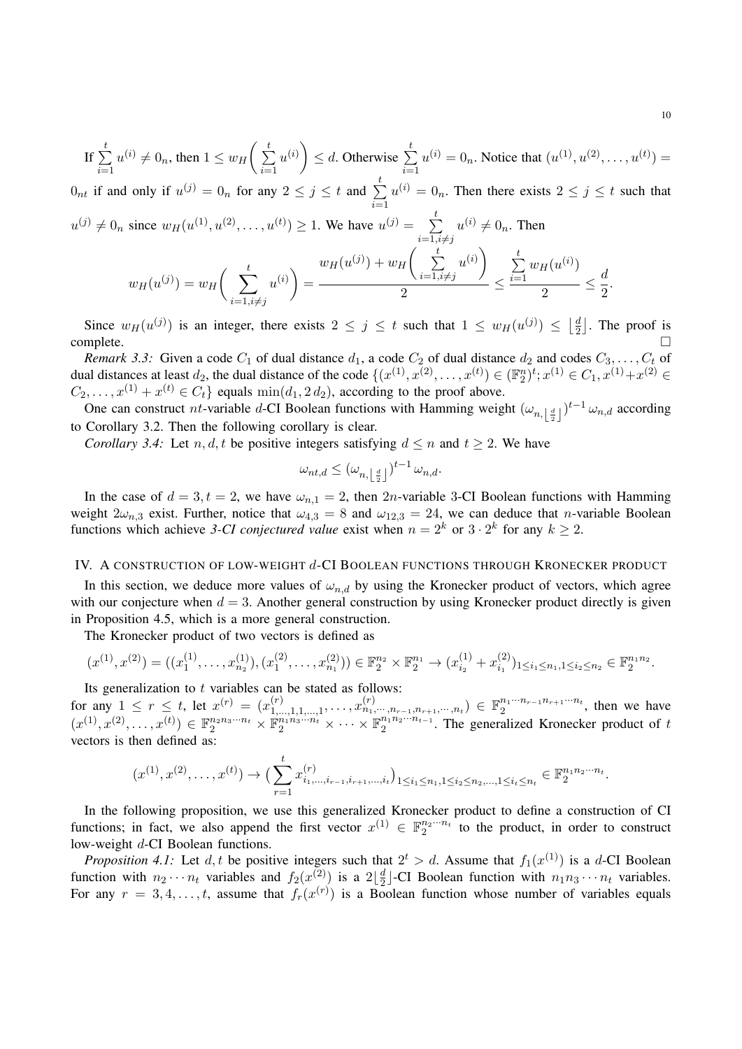If $\sum_{i=1}^{t} u^{(i)} \neq 0_n$, then $1 \leq w_H\bigg(\sum_{i=1}^{t} u^{(i)}\bigg) \leq d$. Otherwise $\sum_{i=1}^{t} u^{(i)} = 0_n$. Notice that $(u^{(1)}, u^{(2)}, \ldots, u^{(t)}) = 0_{nt}$ if and only if $u^{(j)} = 0_n$ for any $2 \leq j \leq t$ and $\sum_{i=1}^{t} u^{(i)} = 0_n$. Then there exists $2 \leq j \leq t$ such that $u^{(j)} \neq 0_n$ since $w_H(u^{(1)}, u^{(2)}, \ldots, u^{(t)}) \geq 1$. We have $u^{(j)} = \sum_{i=1, i\neq j}^{t} u^{(i)} \neq 0_n$. Then

$$w_H(u^{(j)}) = w_H\bigg(\sum_{i=1, i\neq j}^{t} u^{(i)}\bigg) = \frac{w_H(u^{(j)}) + w_H\bigg(\sum_{i=1, i\neq j}^{t} u^{(i)}\bigg)}{2} \leq \frac{\sum_{i=1}^{t} w_H(u^{(i)})}{2} \leq \frac{d}{2}.$$

Since $w_H(u^{(j)})$ is an integer, there exists $2 \leq j \leq t$ such that $1 \leq w_H(u^{(j)}) \leq \lfloor \frac{d}{2} \rfloor$. The proof is complete. □

*Remark 3.3:* Given a code $C_1$ of dual distance $d_1$, a code $C_2$ of dual distance $d_2$ and codes $C_3, \ldots, C_t$ of dual distances at least $d_2$, the dual distance of the code $\{(x^{(1)}, x^{(2)}, \ldots, x^{(t)}) \in (\mathbb{F}_2^n)^t; x^{(1)} \in C_1, x^{(1)} + x^{(2)} \in C_2, \ldots, x^{(1)} + x^{(t)} \in C_t\}$ equals $\min(d_1, 2\, d_2)$, according to the proof above.

One can construct $nt$-variable $d$-CI Boolean functions with Hamming weight $(\omega_{n,\lfloor \frac{d}{2} \rfloor})^{t-1}\,\omega_{n,d}$ according to Corollary 3.2. Then the following corollary is clear.

*Corollary 3.4:* Let $n, d, t$ be positive integers satisfying $d \leq n$ and $t \geq 2$. We have

$$\omega_{nt,d} \leq (\omega_{n,\lfloor \frac{d}{2} \rfloor})^{t-1}\,\omega_{n,d}.$$

In the case of $d = 3, t = 2$, we have $\omega_{n,1} = 2$, then $2n$-variable 3-CI Boolean functions with Hamming weight $2\omega_{n,3}$ exist. Further, notice that $\omega_{4,3} = 8$ and $\omega_{12,3} = 24$, we can deduce that $n$-variable Boolean functions which achieve *3-CI conjectured value* exist when $n = 2^k$ or $3 \cdot 2^k$ for any $k \geq 2$.

## IV. A construction of low-weight $d$-CI Boolean functions through Kronecker product

In this section, we deduce more values of $\omega_{n,d}$ by using the Kronecker product of vectors, which agree with our conjecture when $d = 3$. Another general construction by using Kronecker product directly is given in Proposition 4.5, which is a more general construction.

The Kronecker product of two vectors is defined as

$$(x^{(1)}, x^{(2)}) = ((x_1^{(1)}, \ldots, x_{n_2}^{(1)}), (x_1^{(2)}, \ldots, x_{n_1}^{(2)})) \in \mathbb{F}_2^{n_2} \times \mathbb{F}_2^{n_1} \to (x_{i_2}^{(1)} + x_{i_1}^{(2)})_{1 \leq i_1 \leq n_1, 1 \leq i_2 \leq n_2} \in \mathbb{F}_2^{n_1 n_2}.$$

Its generalization to $t$ variables can be stated as follows:
for any $1 \leq r \leq t$, let $x^{(r)} = (x_{1,\ldots,1,1,\ldots,1}^{(r)}, \ldots, x_{n_1,\cdots,n_{r-1},n_{r+1},\cdots,n_t}^{(r)}) \in \mathbb{F}_2^{n_1 \cdots n_{r-1} n_{r+1} \cdots n_t}$, then we have $(x^{(1)}, x^{(2)}, \ldots, x^{(t)}) \in \mathbb{F}_2^{n_2 n_3 \cdots n_t} \times \mathbb{F}_2^{n_1 n_3 \cdots n_t} \times \cdots \times \mathbb{F}_2^{n_1 n_2 \cdots n_{t-1}}$. The generalized Kronecker product of $t$ vectors is then defined as:

$$(x^{(1)}, x^{(2)}, \ldots, x^{(t)}) \to \big(\sum_{r=1}^{t} x_{i_1,\ldots,i_{r-1},i_{r+1},\ldots,i_t}^{(r)}\big)_{1 \leq i_1 \leq n_1, 1 \leq i_2 \leq n_2, \ldots, 1 \leq i_t \leq n_t} \in \mathbb{F}_2^{n_1 n_2 \cdots n_t}.$$

In the following proposition, we use this generalized Kronecker product to define a construction of CI functions; in fact, we also append the first vector $x^{(1)} \in \mathbb{F}_2^{n_2 \cdots n_t}$ to the product, in order to construct low-weight $d$-CI Boolean functions.

*Proposition 4.1:* Let $d, t$ be positive integers such that $2^t > d$. Assume that $f_1(x^{(1)})$ is a $d$-CI Boolean function with $n_2 \cdots n_t$ variables and $f_2(x^{(2)})$ is a $2\lfloor \frac{d}{2} \rfloor$-CI Boolean function with $n_1 n_3 \cdots n_t$ variables. For any $r = 3, 4, \ldots, t$, assume that $f_r(x^{(r)})$ is a Boolean function whose number of variables equals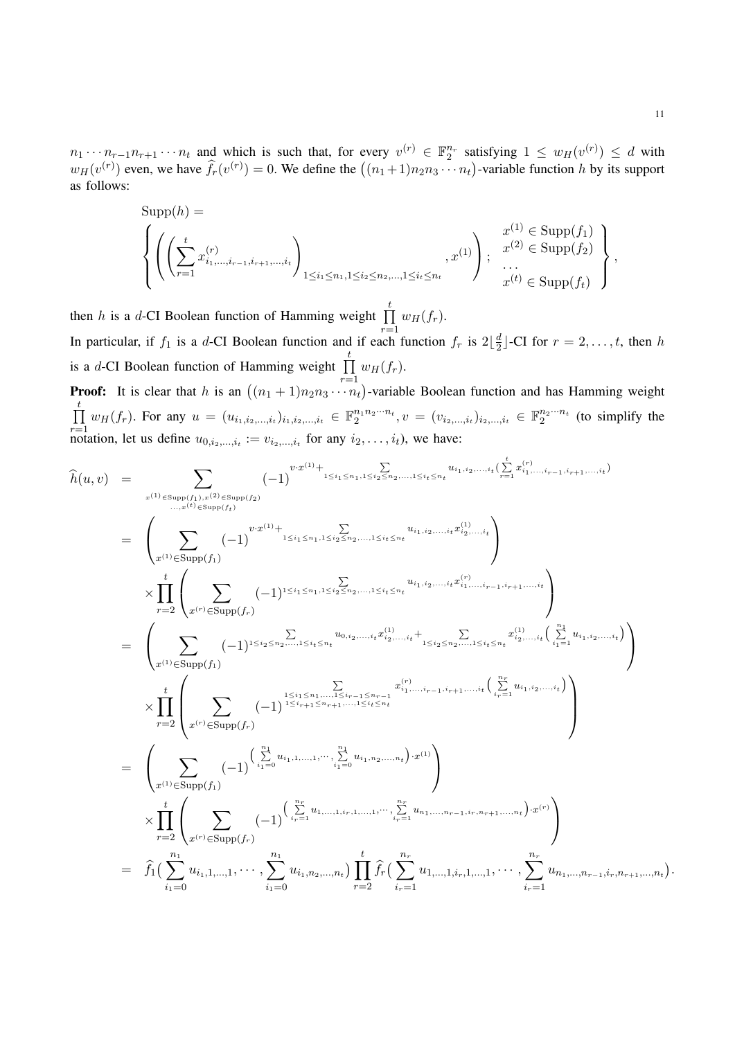$n_1 \cdots n_{r-1} n_{r+1} \cdots n_t$ and which is such that, for every $v^{(r)} \in \mathbb{F}_2^{n_r}$ satisfying $1 \leq w_H(v^{(r)}) \leq d$ with $w_H(v^{(r)})$ even, we have $\widehat{f}_r(v^{(r)}) = 0$. We define the $\big((n_1+1)n_2 n_3 \cdots n_t\big)$-variable function $h$ by its support as follows:

$$
\mathrm{Supp}(h) = \left\{ \left( \left( \sum_{r=1}^{t} x^{(r)}_{i_1,\ldots,i_{r-1},i_{r+1},\ldots,i_t} \right)_{1 \leq i_1 \leq n_1, 1 \leq i_2 \leq n_2, \ldots, 1 \leq i_t \leq n_t}, x^{(1)} \right);\ \begin{array}{c} x^{(1)} \in \mathrm{Supp}(f_1) \\ x^{(2)} \in \mathrm{Supp}(f_2) \\ \ldots \\ x^{(t)} \in \mathrm{Supp}(f_t) \end{array} \right\},
$$

then $h$ is a $d$-CI Boolean function of Hamming weight $\prod_{r=1}^{t} w_H(f_r)$.

In particular, if $f_1$ is a $d$-CI Boolean function and if each function $f_r$ is $2\lfloor \frac{d}{2} \rfloor$-CI for $r = 2, \ldots, t$, then $h$ is a $d$-CI Boolean function of Hamming weight $\prod_{r=1}^{t} w_H(f_r)$.

**Proof:** It is clear that $h$ is an $\big((n_1+1)n_2 n_3 \cdots n_t\big)$-variable Boolean function and has Hamming weight $\prod_{r=1}^{t} w_H(f_r)$. For any $u = (u_{i_1,i_2,\ldots,i_t})_{i_1,i_2,\ldots,i_t} \in \mathbb{F}_2^{n_1 n_2 \cdots n_t}, v = (v_{i_2,\ldots,i_t})_{i_2,\ldots,i_t} \in \mathbb{F}_2^{n_2 \cdots n_t}$ (to simplify the notation, let us define $u_{0,i_2,\ldots,i_t} := v_{i_2,\ldots,i_t}$ for any $i_2, \ldots, i_t$), we have:

$$
\begin{aligned}
\widehat{h}(u,v) &= \sum_{\substack{x^{(1)} \in \mathrm{Supp}(f_1), x^{(2)} \in \mathrm{Supp}(f_2) \\ \ldots, x^{(t)} \in \mathrm{Supp}(f_t)}} (-1)^{v \cdot x^{(1)} + \sum_{1 \leq i_1 \leq n_1, 1 \leq i_2 \leq n_2, \ldots, 1 \leq i_t \leq n_t} u_{i_1,i_2,\ldots,i_t} (\sum_{r=1}^{t} x^{(r)}_{i_1,\ldots,i_{r-1},i_{r+1},\ldots,i_t})} \\
&= \left( \sum_{x^{(1)} \in \mathrm{Supp}(f_1)} (-1)^{v \cdot x^{(1)} + \sum_{1 \leq i_1 \leq n_1, 1 \leq i_2 \leq n_2, \ldots, 1 \leq i_t \leq n_t} u_{i_1,i_2,\ldots,i_t} x^{(1)}_{i_2,\ldots,i_t}} \right) \\
&\quad \times \prod_{r=2}^{t} \left( \sum_{x^{(r)} \in \mathrm{Supp}(f_r)} (-1)^{\sum_{1 \leq i_1 \leq n_1, 1 \leq i_2 \leq n_2, \ldots, 1 \leq i_t \leq n_t} u_{i_1,i_2,\ldots,i_t} x^{(r)}_{i_1,\ldots,i_{r-1},i_{r+1},\ldots,i_t}} \right) \\
&= \left( \sum_{x^{(1)} \in \mathrm{Supp}(f_1)} (-1)^{\sum_{1 \leq i_2 \leq n_2, \ldots, 1 \leq i_t \leq n_t} u_{0,i_2,\ldots,i_t} x^{(1)}_{i_2,\ldots,i_t} + \sum_{1 \leq i_2 \leq n_2, \ldots, 1 \leq i_t \leq n_t} x^{(1)}_{i_2,\ldots,i_t} \left( \sum_{i_1=1}^{n_1} u_{i_1,i_2,\ldots,i_t} \right)} \right) \\
&\quad \times \prod_{r=2}^{t} \left( \sum_{x^{(r)} \in \mathrm{Supp}(f_r)} (-1)^{\sum_{\substack{1 \leq i_1 \leq n_1, \ldots, 1 \leq i_{r-1} \leq n_{r-1} \\ 1 \leq i_{r+1} \leq n_{r+1}, \ldots, 1 \leq i_t \leq n_t}} x^{(r)}_{i_1,\ldots,i_{r-1},i_{r+1},\ldots,i_t} \left( \sum_{i_r=1}^{n_r} u_{i_1,i_2,\ldots,i_t} \right)} \right) \\
&= \left( \sum_{x^{(1)} \in \mathrm{Supp}(f_1)} (-1)^{\left( \sum_{i_1=0}^{n_1} u_{i_1,1,\ldots,1}, \cdots, \sum_{i_1=0}^{n_1} u_{i_1,n_2,\ldots,n_t} \right) \cdot x^{(1)}} \right) \\
&\quad \times \prod_{r=2}^{t} \left( \sum_{x^{(r)} \in \mathrm{Supp}(f_r)} (-1)^{\left( \sum_{i_r=1}^{n_r} u_{1,\ldots,1,i_r,1,\ldots,1}, \cdots, \sum_{i_r=1}^{n_r} u_{n_1,\ldots,n_{r-1},i_r,n_{r+1},\ldots,n_t} \right) \cdot x^{(r)}} \right) \\
&= \widehat{f}_1\Big( \sum_{i_1=0}^{n_1} u_{i_1,1,\ldots,1}, \cdots, \sum_{i_1=0}^{n_1} u_{i_1,n_2,\ldots,n_t} \Big) \prod_{r=2}^{t} \widehat{f}_r\Big( \sum_{i_r=1}^{n_r} u_{1,\ldots,1,i_r,1,\ldots,1}, \cdots, \sum_{i_r=1}^{n_r} u_{n_1,\ldots,n_{r-1},i_r,n_{r+1},\ldots,n_t} \Big).
\end{aligned}
$$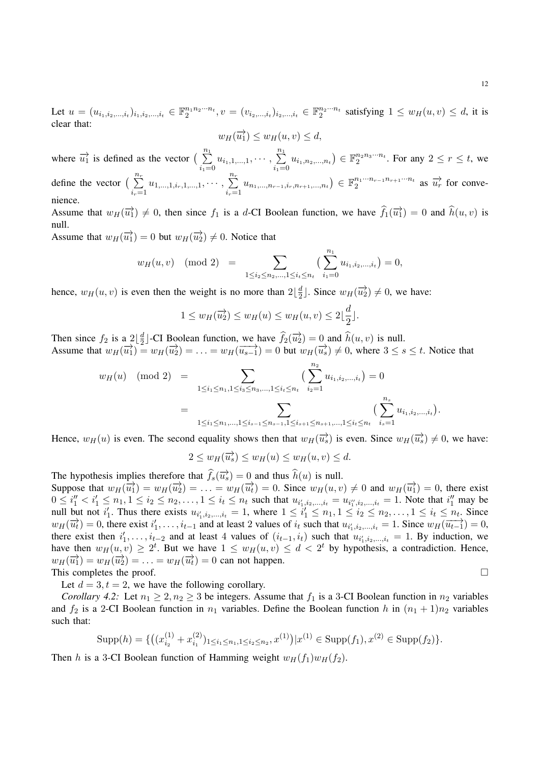Let $u = (u_{i_1,i_2,\ldots,i_t})_{i_1,i_2,\ldots,i_t} \in \mathbb{F}_2^{n_1 n_2 \cdots n_t}, v = (v_{i_2,\ldots,i_t})_{i_2,\ldots,i_t} \in \mathbb{F}_2^{n_2 \cdots n_t}$ satisfying $1 \le w_H(u,v) \le d$, it is clear that:

$$w_H(\overrightarrow{u_1}) \le w_H(u,v) \le d,$$

where $\overrightarrow{u_1}$ is defined as the vector $\big(\sum_{i_1=0}^{n_1} u_{i_1,1,\ldots,1}, \cdots, \sum_{i_1=0}^{n_1} u_{i_1,n_2,\ldots,n_t}\big) \in \mathbb{F}_2^{n_2 n_3 \cdots n_t}$. For any $2 \le r \le t$, we define the vector $\big(\sum_{i_r=1}^{n_r} u_{1,\ldots,1,i_r,1,\ldots,1}, \cdots, \sum_{i_r=1}^{n_r} u_{n_1,\ldots,n_{r-1},i_r,n_{r+1},\ldots,n_t}\big) \in \mathbb{F}_2^{n_1 \cdots n_{r-1} n_{r+1} \cdots n_t}$ as $\overrightarrow{u_r}$ for convenience.

Assume that $w_H(\overrightarrow{u_1}) \neq 0$, then since $f_1$ is a $d$-CI Boolean function, we have $\widehat{f}_1(\overrightarrow{u_1}) = 0$ and $\widehat{h}(u,v)$ is null.

Assume that $w_H(\overrightarrow{u_1}) = 0$ but $w_H(\overrightarrow{u_2}) \neq 0$. Notice that

$$w_H(u,v) \pmod 2 \;=\; \sum_{1 \le i_2 \le n_2, \ldots, 1 \le i_t \le n_t} \big(\sum_{i_1=0}^{n_1} u_{i_1,i_2,\ldots,i_t}\big) = 0,$$

hence, $w_H(u,v)$ is even then the weight is no more than $2\lfloor \frac{d}{2} \rfloor$. Since $w_H(\overrightarrow{u_2}) \neq 0$, we have:

$$1 \le w_H(\overrightarrow{u_2}) \le w_H(u) \le w_H(u,v) \le 2\lfloor \frac{d}{2} \rfloor.$$

Then since $f_2$ is a $2\lfloor \frac{d}{2} \rfloor$-CI Boolean function, we have $\widehat{f}_2(\overrightarrow{u_2}) = 0$ and $\widehat{h}(u,v)$ is null.

Assume that $w_H(\overrightarrow{u_1}) = w_H(\overrightarrow{u_2}) = \ldots = w_H(\overrightarrow{u_{s-1}}) = 0$ but $w_H(\overrightarrow{u_s}) \neq 0$, where $3 \le s \le t$. Notice that

$$\begin{aligned} w_H(u) \pmod 2 \;&=\; \sum_{1 \le i_1 \le n_1, 1 \le i_3 \le n_3, \ldots, 1 \le i_t \le n_t} \big(\sum_{i_2=1}^{n_2} u_{i_1,i_2,\ldots,i_t}\big) = 0 \\ &=\; \sum_{1 \le i_1 \le n_1, \ldots, 1 \le i_{s-1} \le n_{s-1}, 1 \le i_{s+1} \le n_{s+1}, \ldots, 1 \le i_t \le n_t} \big(\sum_{i_s=1}^{n_s} u_{i_1,i_2,\ldots,i_t}\big). \end{aligned}$$

Hence, $w_H(u)$ is even. The second equality shows then that $w_H(\overrightarrow{u_s})$ is even. Since $w_H(\overrightarrow{u_s}) \neq 0$, we have:

$$2 \le w_H(\overrightarrow{u_s}) \le w_H(u) \le w_H(u,v) \le d.$$

The hypothesis implies therefore that $\widehat{f}_s(\overrightarrow{u_s}) = 0$ and thus $\widehat{h}(u)$ is null.

Suppose that $w_H(\overrightarrow{u_1}) = w_H(\overrightarrow{u_2}) = \ldots = w_H(\overrightarrow{u_t}) = 0$. Since $w_H(u,v) \neq 0$ and $w_H(\overrightarrow{u_1}) = 0$, there exist $0 \le i_1'' < i_1' \le n_1, 1 \le i_2 \le n_2, \ldots, 1 \le i_t \le n_t$ such that $u_{i_1',i_2,\ldots,i_t} = u_{i_1'',i_2,\ldots,i_t} = 1$. Note that $i_1''$ may be null but not $i_1'$. Thus there exists $u_{i_1',i_2,\ldots,i_t} = 1$, where $1 \le i_1' \le n_1, 1 \le i_2 \le n_2, \ldots, 1 \le i_t \le n_t$. Since $w_H(\overrightarrow{u_t}) = 0$, there exist $i_1', \ldots, i_{t-1}$ and at least 2 values of $i_t$ such that $u_{i_1',i_2,\ldots,i_t} = 1$. Since $w_H(\overrightarrow{u_{t-1}}) = 0$, there exist then $i_1', \ldots, i_{t-2}$ and at least 4 values of $(i_{t-1}, i_t)$ such that $u_{i_1',i_2,\ldots,i_t} = 1$. By induction, we have then $w_H(u,v) \ge 2^t$. But we have $1 \le w_H(u,v) \le d < 2^t$ by hypothesis, a contradiction. Hence, $w_H(\overrightarrow{u_1}) = w_H(\overrightarrow{u_2}) = \ldots = w_H(\overrightarrow{u_t}) = 0$ can not happen.

This completes the proof. □

Let $d = 3, t = 2$, we have the following corollary.

*Corollary 4.2:* Let $n_1 \ge 2, n_2 \ge 3$ be integers. Assume that $f_1$ is a 3-CI Boolean function in $n_2$ variables and $f_2$ is a 2-CI Boolean function in $n_1$ variables. Define the Boolean function $h$ in $(n_1+1)n_2$ variables such that:

$$\mathrm{Supp}(h) = \{\big((x_{i_2}^{(1)} + x_{i_1}^{(2)})_{1 \le i_1 \le n_1, 1 \le i_2 \le n_2}, x^{(1)}\big) | x^{(1)} \in \mathrm{Supp}(f_1), x^{(2)} \in \mathrm{Supp}(f_2)\}.$$

Then $h$ is a 3-CI Boolean function of Hamming weight $w_H(f_1)w_H(f_2)$.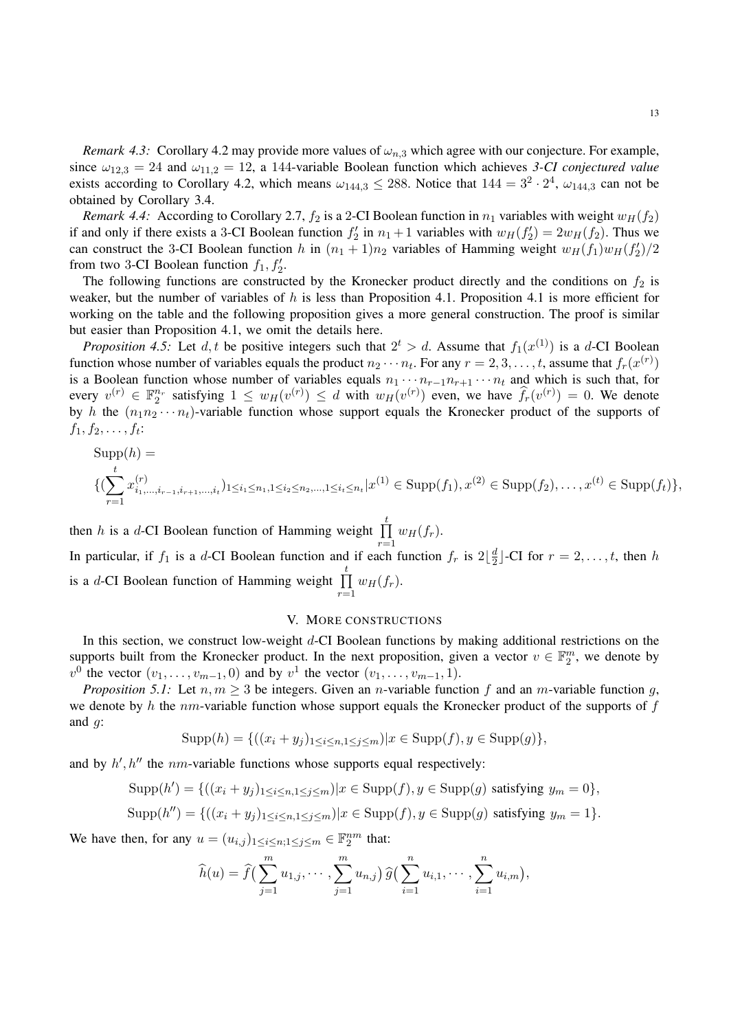*Remark 4.3:* Corollary 4.2 may provide more values of $\omega_{n,3}$ which agree with our conjecture. For example, since $\omega_{12,3} = 24$ and $\omega_{11,2} = 12$, a 144-variable Boolean function which achieves *3-CI conjectured value* exists according to Corollary 4.2, which means $\omega_{144,3} \leq 288$. Notice that $144 = 3^2 \cdot 2^4$, $\omega_{144,3}$ can not be obtained by Corollary 3.4.

*Remark 4.4:* According to Corollary 2.7, $f_2$ is a 2-CI Boolean function in $n_1$ variables with weight $w_H(f_2)$ if and only if there exists a 3-CI Boolean function $f_2'$ in $n_1+1$ variables with $w_H(f_2') = 2w_H(f_2)$. Thus we can construct the 3-CI Boolean function $h$ in $(n_1+1)n_2$ variables of Hamming weight $w_H(f_1)w_H(f_2')/2$ from two 3-CI Boolean function $f_1, f_2'$.

The following functions are constructed by the Kronecker product directly and the conditions on $f_2$ is weaker, but the number of variables of $h$ is less than Proposition 4.1. Proposition 4.1 is more efficient for working on the table and the following proposition gives a more general construction. The proof is similar but easier than Proposition 4.1, we omit the details here.

*Proposition 4.5:* Let $d, t$ be positive integers such that $2^t > d$. Assume that $f_1(x^{(1)})$ is a $d$-CI Boolean function whose number of variables equals the product $n_2 \cdots n_t$. For any $r = 2, 3, \ldots, t$, assume that $f_r(x^{(r)})$ is a Boolean function whose number of variables equals $n_1 \cdots n_{r-1} n_{r+1} \cdots n_t$ and which is such that, for every $v^{(r)} \in \mathbb{F}_2^{n_r}$ satisfying $1 \leq w_H(v^{(r)}) \leq d$ with $w_H(v^{(r)})$ even, we have $\widehat{f}_r(v^{(r)}) = 0$. We denote by $h$ the $(n_1 n_2 \cdots n_t)$-variable function whose support equals the Kronecker product of the supports of $f_1, f_2, \ldots, f_t$:

$$\mathrm{Supp}(h) = $$
$$\{(\sum_{r=1}^{t} x^{(r)}_{i_1,\ldots,i_{r-1},i_{r+1},\ldots,i_t})_{1\leq i_1\leq n_1, 1\leq i_2\leq n_2,\ldots,1\leq i_t\leq n_t} | x^{(1)} \in \mathrm{Supp}(f_1), x^{(2)} \in \mathrm{Supp}(f_2), \ldots, x^{(t)} \in \mathrm{Supp}(f_t)\},$$

then $h$ is a $d$-CI Boolean function of Hamming weight $\prod_{r=1}^{t} w_H(f_r)$.

In particular, if $f_1$ is a $d$-CI Boolean function and if each function $f_r$ is $2\lfloor \frac{d}{2} \rfloor$-CI for $r = 2, \ldots, t$, then $h$ is a $d$-CI Boolean function of Hamming weight $\prod_{r=1}^{t} w_H(f_r)$.

## V. More constructions

In this section, we construct low-weight $d$-CI Boolean functions by making additional restrictions on the supports built from the Kronecker product. In the next proposition, given a vector $v \in \mathbb{F}_2^m$, we denote by $v^0$ the vector $(v_1, \ldots, v_{m-1}, 0)$ and by $v^1$ the vector $(v_1, \ldots, v_{m-1}, 1)$.

*Proposition 5.1:* Let $n, m \geq 3$ be integers. Given an $n$-variable function $f$ and an $m$-variable function $g$, we denote by $h$ the $nm$-variable function whose support equals the Kronecker product of the supports of $f$ and $g$:

$$\mathrm{Supp}(h) = \{((x_i + y_j)_{1\leq i\leq n, 1\leq j\leq m}) | x \in \mathrm{Supp}(f), y \in \mathrm{Supp}(g)\},$$

and by $h', h''$ the $nm$-variable functions whose supports equal respectively:

$$\mathrm{Supp}(h') = \{((x_i + y_j)_{1\leq i\leq n, 1\leq j\leq m}) | x \in \mathrm{Supp}(f), y \in \mathrm{Supp}(g) \text{ satisfying } y_m = 0\},$$

$$\mathrm{Supp}(h'') = \{((x_i + y_j)_{1\leq i\leq n, 1\leq j\leq m}) | x \in \mathrm{Supp}(f), y \in \mathrm{Supp}(g) \text{ satisfying } y_m = 1\}.$$

We have then, for any $u = (u_{i,j})_{1\leq i\leq n; 1\leq j\leq m} \in \mathbb{F}_2^{nm}$ that:

$$\widehat{h}(u) = \widehat{f}\big(\sum_{j=1}^{m} u_{1,j}, \cdots, \sum_{j=1}^{m} u_{n,j}\big)\, \widehat{g}\big(\sum_{i=1}^{n} u_{i,1}, \cdots, \sum_{i=1}^{n} u_{i,m}\big),$$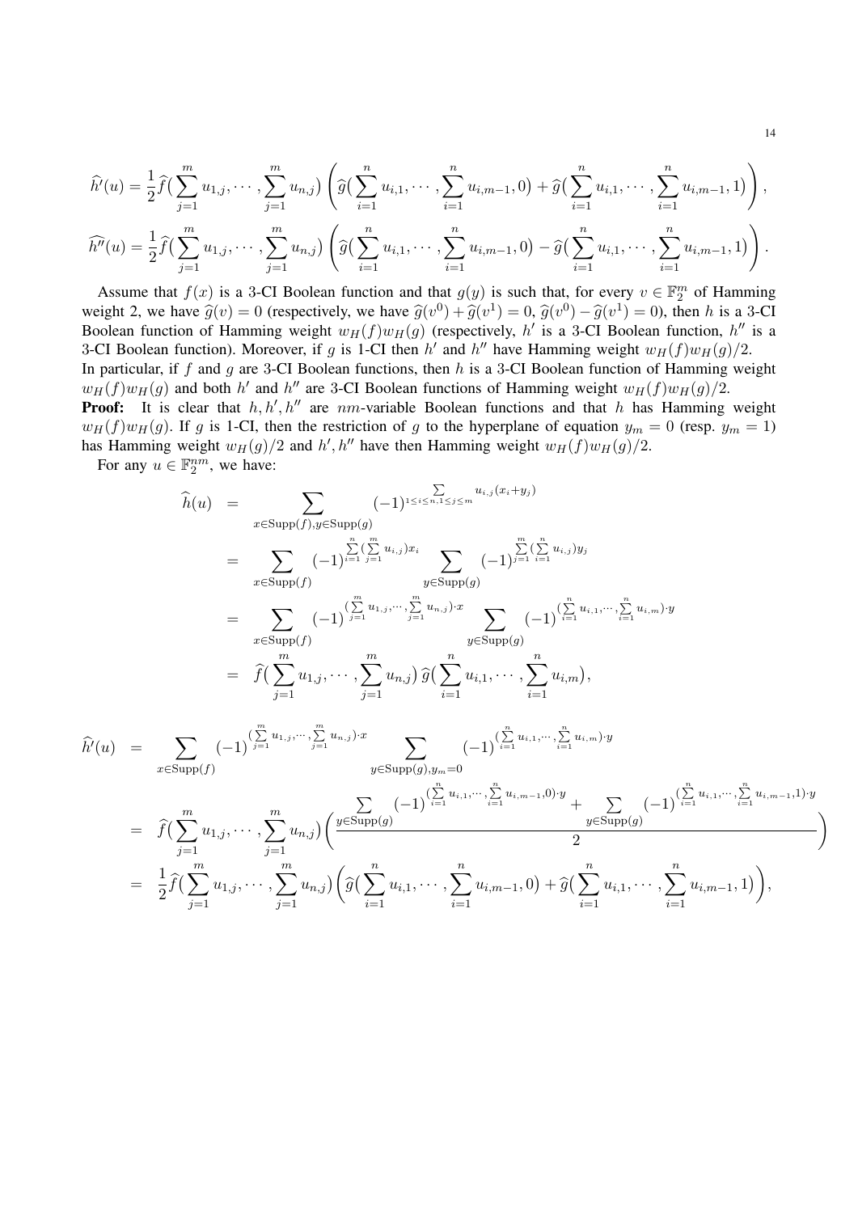$$\widehat{h'}(u) = \frac{1}{2}\widehat{f}\big(\sum_{j=1}^{m} u_{1,j}, \cdots, \sum_{j=1}^{m} u_{n,j}\big)\left(\widehat{g}\big(\sum_{i=1}^{n} u_{i,1}, \cdots, \sum_{i=1}^{n} u_{i,m-1}, 0\big) + \widehat{g}\big(\sum_{i=1}^{n} u_{i,1}, \cdots, \sum_{i=1}^{n} u_{i,m-1}, 1\big)\right),$$

$$\widehat{h''}(u) = \frac{1}{2}\widehat{f}\big(\sum_{j=1}^{m} u_{1,j}, \cdots, \sum_{j=1}^{m} u_{n,j}\big)\left(\widehat{g}\big(\sum_{i=1}^{n} u_{i,1}, \cdots, \sum_{i=1}^{n} u_{i,m-1}, 0\big) - \widehat{g}\big(\sum_{i=1}^{n} u_{i,1}, \cdots, \sum_{i=1}^{n} u_{i,m-1}, 1\big)\right).$$

Assume that $f(x)$ is a 3-CI Boolean function and that $g(y)$ is such that, for every $v \in \mathbb{F}_2^m$ of Hamming weight 2, we have $\widehat{g}(v) = 0$ (respectively, we have $\widehat{g}(v^0) + \widehat{g}(v^1) = 0$, $\widehat{g}(v^0) - \widehat{g}(v^1) = 0$), then $h$ is a 3-CI Boolean function of Hamming weight $w_H(f)w_H(g)$ (respectively, $h'$ is a 3-CI Boolean function, $h''$ is a 3-CI Boolean function). Moreover, if $g$ is 1-CI then $h'$ and $h''$ have Hamming weight $w_H(f)w_H(g)/2$.
In particular, if $f$ and $g$ are 3-CI Boolean functions, then $h$ is a 3-CI Boolean function of Hamming weight $w_H(f)w_H(g)$ and both $h'$ and $h''$ are 3-CI Boolean functions of Hamming weight $w_H(f)w_H(g)/2$.

**Proof:** It is clear that $h, h', h''$ are $nm$-variable Boolean functions and that $h$ has Hamming weight $w_H(f)w_H(g)$. If $g$ is 1-CI, then the restriction of $g$ to the hyperplane of equation $y_m = 0$ (resp. $y_m = 1$) has Hamming weight $w_H(g)/2$ and $h', h''$ have then Hamming weight $w_H(f)w_H(g)/2$.

For any $u \in \mathbb{F}_2^{nm}$, we have:

$$\begin{aligned}
\widehat{h}(u) &= \sum_{x \in \mathrm{Supp}(f), y \in \mathrm{Supp}(g)} (-1)^{\sum_{1 \le i \le n, 1 \le j \le m} u_{i,j}(x_i + y_j)} \\
&= \sum_{x \in \mathrm{Supp}(f)} (-1)^{\sum_{i=1}^{n}(\sum_{j=1}^{m} u_{i,j})x_i} \sum_{y \in \mathrm{Supp}(g)} (-1)^{\sum_{j=1}^{m}(\sum_{i=1}^{n} u_{i,j})y_j} \\
&= \sum_{x \in \mathrm{Supp}(f)} (-1)^{(\sum_{j=1}^{m} u_{1,j}, \cdots, \sum_{j=1}^{m} u_{n,j})\cdot x} \sum_{y \in \mathrm{Supp}(g)} (-1)^{(\sum_{i=1}^{n} u_{i,1}, \cdots, \sum_{i=1}^{n} u_{i,m})\cdot y} \\
&= \widehat{f}\big(\sum_{j=1}^{m} u_{1,j}, \cdots, \sum_{j=1}^{m} u_{n,j}\big)\,\widehat{g}\big(\sum_{i=1}^{n} u_{i,1}, \cdots, \sum_{i=1}^{n} u_{i,m}\big),
\end{aligned}$$

$$\begin{aligned}
\widehat{h'}(u) &= \sum_{x \in \mathrm{Supp}(f)} (-1)^{(\sum_{j=1}^{m} u_{1,j}, \cdots, \sum_{j=1}^{m} u_{n,j})\cdot x} \sum_{y \in \mathrm{Supp}(g), y_m = 0} (-1)^{(\sum_{i=1}^{n} u_{i,1}, \cdots, \sum_{i=1}^{n} u_{i,m})\cdot y} \\
&= \widehat{f}\big(\sum_{j=1}^{m} u_{1,j}, \cdots, \sum_{j=1}^{m} u_{n,j}\big)\left(\frac{\sum_{y \in \mathrm{Supp}(g)} (-1)^{(\sum_{i=1}^{n} u_{i,1}, \cdots, \sum_{i=1}^{n} u_{i,m-1}, 0)\cdot y} + \sum_{y \in \mathrm{Supp}(g)} (-1)^{(\sum_{i=1}^{n} u_{i,1}, \cdots, \sum_{i=1}^{n} u_{i,m-1}, 1)\cdot y}}{2}\right) \\
&= \frac{1}{2}\widehat{f}\big(\sum_{j=1}^{m} u_{1,j}, \cdots, \sum_{j=1}^{m} u_{n,j}\big)\left(\widehat{g}\big(\sum_{i=1}^{n} u_{i,1}, \cdots, \sum_{i=1}^{n} u_{i,m-1}, 0\big) + \widehat{g}\big(\sum_{i=1}^{n} u_{i,1}, \cdots, \sum_{i=1}^{n} u_{i,m-1}, 1\big)\right),
\end{aligned}$$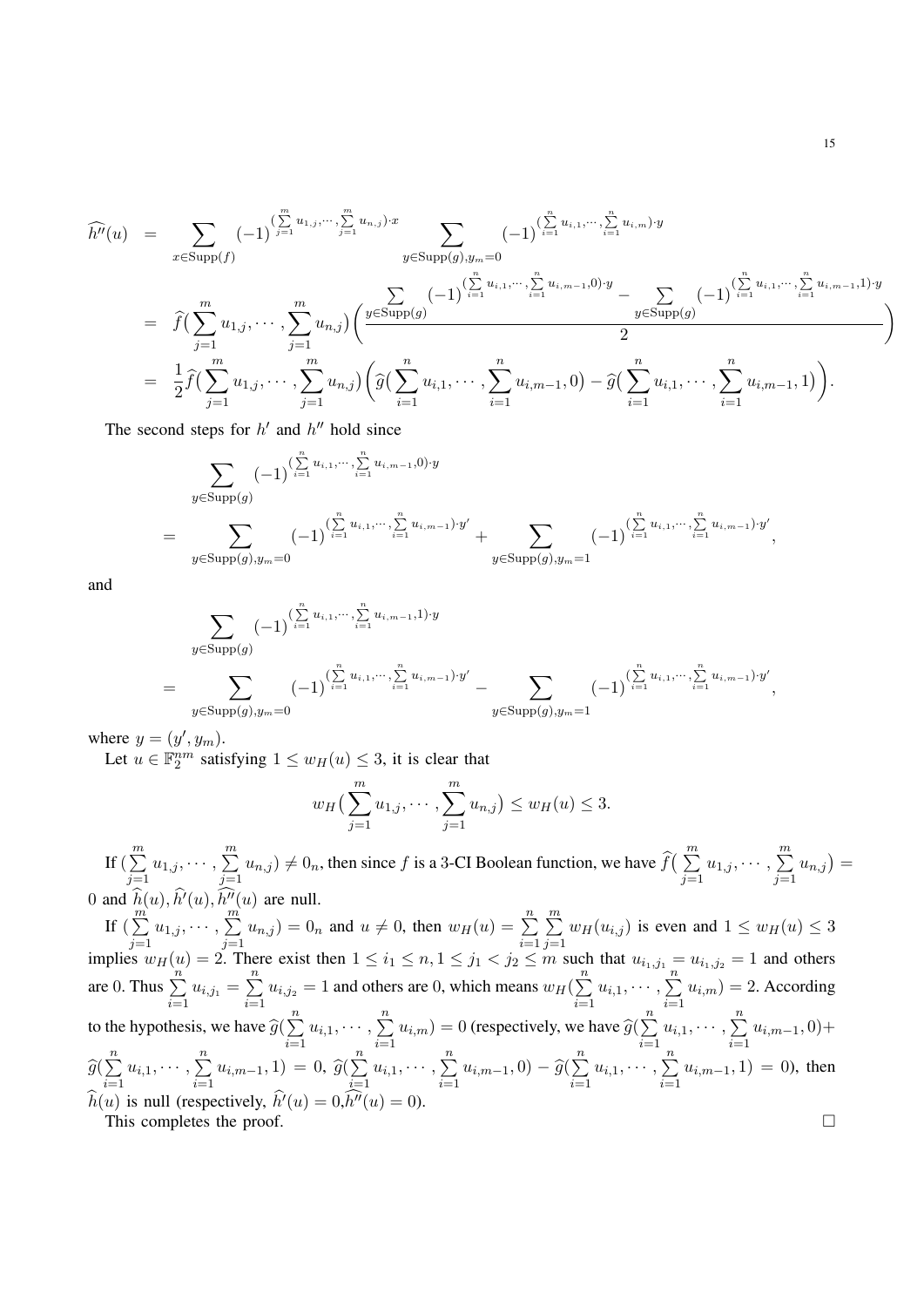$$
\begin{aligned}
\widehat{h''}(u) &= \sum_{x\in \mathrm{Supp}(f)} (-1)^{(\sum\limits_{j=1}^{m} u_{1,j},\cdots,\sum\limits_{j=1}^{m} u_{n,j})\cdot x} \sum_{y\in \mathrm{Supp}(g), y_m=0} (-1)^{(\sum\limits_{i=1}^{n} u_{i,1},\cdots,\sum\limits_{i=1}^{n} u_{i,m})\cdot y} \\
&= \widehat{f}(\sum_{j=1}^{m} u_{1,j},\cdots,\sum_{j=1}^{m} u_{n,j})\Bigg(\frac{\sum\limits_{y\in \mathrm{Supp}(g)} (-1)^{(\sum\limits_{i=1}^{n} u_{i,1},\cdots,\sum\limits_{i=1}^{n} u_{i,m-1},0)\cdot y} - \sum\limits_{y\in \mathrm{Supp}(g)} (-1)^{(\sum\limits_{i=1}^{n} u_{i,1},\cdots,\sum\limits_{i=1}^{n} u_{i,m-1},1)\cdot y}}{2}\Bigg) \\
&= \frac{1}{2}\widehat{f}(\sum_{j=1}^{m} u_{1,j},\cdots,\sum_{j=1}^{m} u_{n,j})\Big(\widehat{g}(\sum_{i=1}^{n} u_{i,1},\cdots,\sum_{i=1}^{n} u_{i,m-1},0) - \widehat{g}(\sum_{i=1}^{n} u_{i,1},\cdots,\sum_{i=1}^{n} u_{i,m-1},1)\Big).
\end{aligned}
$$

The second steps for $h'$ and $h''$ hold since

$$
\begin{aligned}
&\sum_{y\in \mathrm{Supp}(g)} (-1)^{(\sum\limits_{i=1}^{n} u_{i,1},\cdots,\sum\limits_{i=1}^{n} u_{i,m-1},0)\cdot y} \\
= &\sum_{y\in \mathrm{Supp}(g), y_m=0} (-1)^{(\sum\limits_{i=1}^{n} u_{i,1},\cdots,\sum\limits_{i=1}^{n} u_{i,m-1})\cdot y'} + \sum_{y\in \mathrm{Supp}(g), y_m=1} (-1)^{(\sum\limits_{i=1}^{n} u_{i,1},\cdots,\sum\limits_{i=1}^{n} u_{i,m-1})\cdot y'},
\end{aligned}
$$

and

$$
\begin{aligned}
&\sum_{y\in \mathrm{Supp}(g)} (-1)^{(\sum\limits_{i=1}^{n} u_{i,1},\cdots,\sum\limits_{i=1}^{n} u_{i,m-1},1)\cdot y} \\
= &\sum_{y\in \mathrm{Supp}(g), y_m=0} (-1)^{(\sum\limits_{i=1}^{n} u_{i,1},\cdots,\sum\limits_{i=1}^{n} u_{i,m-1})\cdot y'} - \sum_{y\in \mathrm{Supp}(g), y_m=1} (-1)^{(\sum\limits_{i=1}^{n} u_{i,1},\cdots,\sum\limits_{i=1}^{n} u_{i,m-1})\cdot y'},
\end{aligned}
$$

where $y = (y', y_m)$.

Let $u \in \mathbb{F}_2^{nm}$ satisfying $1 \le w_H(u) \le 3$, it is clear that

$$
w_H\big(\sum_{j=1}^{m} u_{1,j},\cdots,\sum_{j=1}^{m} u_{n,j}\big) \le w_H(u) \le 3.
$$

If $(\sum\limits_{j=1}^{m} u_{1,j},\cdots,\sum\limits_{j=1}^{m} u_{n,j}) \neq 0_n$, then since $f$ is a 3-CI Boolean function, we have $\widehat{f}\big(\sum\limits_{j=1}^{m} u_{1,j},\cdots,\sum\limits_{j=1}^{m} u_{n,j}\big) = 0$ and $\widehat{h}(u), \widehat{h'}(u), \widehat{h''}(u)$ are null.

If $(\sum\limits_{j=1}^{m} u_{1,j},\cdots,\sum\limits_{j=1}^{m} u_{n,j}) = 0_n$ and $u \neq 0$, then $w_H(u) = \sum\limits_{i=1}^{n}\sum\limits_{j=1}^{m} w_H(u_{i,j})$ is even and $1 \le w_H(u) \le 3$ implies $w_H(u) = 2$. There exist then $1 \le i_1 \le n, 1 \le j_1 < j_2 \le m$ such that $u_{i_1,j_1} = u_{i_1,j_2} = 1$ and others are 0. Thus $\sum\limits_{i=1}^{n} u_{i,j_1} = \sum\limits_{i=1}^{n} u_{i,j_2} = 1$ and others are 0, which means $w_H(\sum\limits_{i=1}^{n} u_{i,1},\cdots,\sum\limits_{i=1}^{n} u_{i,m}) = 2$. According to the hypothesis, we have $\widehat{g}(\sum\limits_{i=1}^{n} u_{i,1},\cdots,\sum\limits_{i=1}^{n} u_{i,m}) = 0$ (respectively, we have $\widehat{g}(\sum\limits_{i=1}^{n} u_{i,1},\cdots,\sum\limits_{i=1}^{n} u_{i,m-1},0) + \widehat{g}(\sum\limits_{i=1}^{n} u_{i,1},\cdots,\sum\limits_{i=1}^{n} u_{i,m-1},1) = 0$, $\widehat{g}(\sum\limits_{i=1}^{n} u_{i,1},\cdots,\sum\limits_{i=1}^{n} u_{i,m-1},0) - \widehat{g}(\sum\limits_{i=1}^{n} u_{i,1},\cdots,\sum\limits_{i=1}^{n} u_{i,m-1},1) = 0$), then $\widehat{h}(u)$ is null (respectively, $\widehat{h'}(u) = 0, \widehat{h''}(u) = 0$).

This completes the proof. □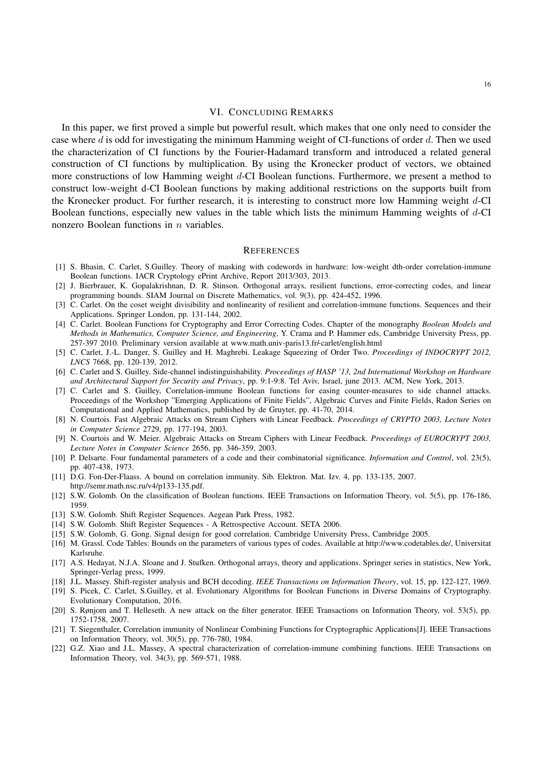## VI. Concluding Remarks

In this paper, we first proved a simple but powerful result, which makes that one only need to consider the case where $d$ is odd for investigating the minimum Hamming weight of CI-functions of order $d$. Then we used the characterization of CI functions by the Fourier-Hadamard transform and introduced a related general construction of CI functions by multiplication. By using the Kronecker product of vectors, we obtained more constructions of low Hamming weight $d$-CI Boolean functions. Furthermore, we present a method to construct low-weight d-CI Boolean functions by making additional restrictions on the supports built from the Kronecker product. For further research, it is interesting to construct more low Hamming weight $d$-CI Boolean functions, especially new values in the table which lists the minimum Hamming weights of $d$-CI nonzero Boolean functions in $n$ variables.

## References

[1] S. Bhasin, C. Carlet, S.Guilley. Theory of masking with codewords in hardware: low-weight dth-order correlation-immune Boolean functions. IACR Cryptology ePrint Archive, Report 2013/303, 2013.

[2] J. Bierbrauer, K. Gopalakrishnan, D. R. Stinson. Orthogonal arrays, resilient functions, error-correcting codes, and linear programming bounds. SIAM Journal on Discrete Mathematics, vol. 9(3), pp. 424-452, 1996.

[3] C. Carlet. On the coset weight divisibility and nonlinearity of resilient and correlation-immune functions. Sequences and their Applications. Springer London, pp. 131-144, 2002.

[4] C. Carlet. Boolean Functions for Cryptography and Error Correcting Codes. Chapter of the monography *Boolean Models and Methods in Mathematics, Computer Science, and Engineering*, Y. Crama and P. Hammer eds, Cambridge University Press, pp. 257-397 2010. Preliminary version available at www.math.univ-paris13.fr/~carlet/english.html

[5] C. Carlet, J.-L. Danger, S. Guilley and H. Maghrebi. Leakage Squeezing of Order Two. *Proceedings of INDOCRYPT 2012, LNCS* 7668, pp. 120-139, 2012.

[6] C. Carlet and S. Guilley. Side-channel indistinguishability. *Proceedings of HASP '13, 2nd International Workshop on Hardware and Architectural Support for Security and Privacy*, pp. 9:1-9:8. Tel Aviv, Israel, june 2013. ACM, New York, 2013.

[7] C. Carlet and S. Guilley, Correlation-immune Boolean functions for easing counter-measures to side channel attacks. Proceedings of the Workshop "Emerging Applications of Finite Fields", Algebraic Curves and Finite Fields, Radon Series on Computational and Applied Mathematics, published by de Gruyter, pp. 41-70, 2014.

[8] N. Courtois. Fast Algebraic Attacks on Stream Ciphers with Linear Feedback. *Proceedings of CRYPTO 2003, Lecture Notes in Computer Science* 2729, pp. 177-194, 2003.

[9] N. Courtois and W. Meier. Algebraic Attacks on Stream Ciphers with Linear Feedback. *Proceedings of EUROCRYPT 2003, Lecture Notes in Computer Science* 2656, pp. 346-359, 2003.

[10] P. Delsarte. Four fundamental parameters of a code and their combinatorial significance. *Information and Control*, vol. 23(5), pp. 407-438, 1973.

[11] D.G. Fon-Der-Flaass. A bound on correlation immunity. Sib. Elektron. Mat. Izv. 4, pp. 133-135, 2007. http://semr.math.nsc.ru/v4/p133-135.pdf.

[12] S.W. Golomb. On the classification of Boolean functions. IEEE Transactions on Information Theory, vol. 5(5), pp. 176-186, 1959.

[13] S.W. Golomb. Shift Register Sequences. Aegean Park Press, 1982.

[14] S.W. Golomb. Shift Register Sequences - A Retrospective Account. SETA 2006.

[15] S.W. Golomb, G. Gong. Signal design for good correlation. Cambridge University Press, Cambridge 2005.

[16] M. Grassl. Code Tables: Bounds on the parameters of various types of codes. Available at http://www.codetables.de/, Universitat Karlsruhe.

[17] A.S. Hedayat, N.J.A. Sloane and J. Stufken. Orthogonal arrays, theory and applications. Springer series in statistics, New York, Springer-Verlag press, 1999.

[18] J.L. Massey. Shift-register analysis and BCH decoding. *IEEE Transactions on Information Theory*, vol. 15, pp. 122-127, 1969.

[19] S. Picek, C. Carlet, S.Guilley, et al. Evolutionary Algorithms for Boolean Functions in Diverse Domains of Cryptography. Evolutionary Computation, 2016.

[20] S. Rønjom and T. Helleseth. A new attack on the filter generator. IEEE Transactions on Information Theory, vol. 53(5), pp. 1752-1758, 2007.

[21] T. Siegenthaler, Correlation immunity of Nonlinear Combining Functions for Cryptographic Applications[J]. IEEE Transactions on Information Theory, vol. 30(5), pp. 776-780, 1984.

[22] G.Z. Xiao and J.L. Massey, A spectral characterization of correlation-immune combining functions. IEEE Transactions on Information Theory, vol. 34(3), pp. 569-571, 1988.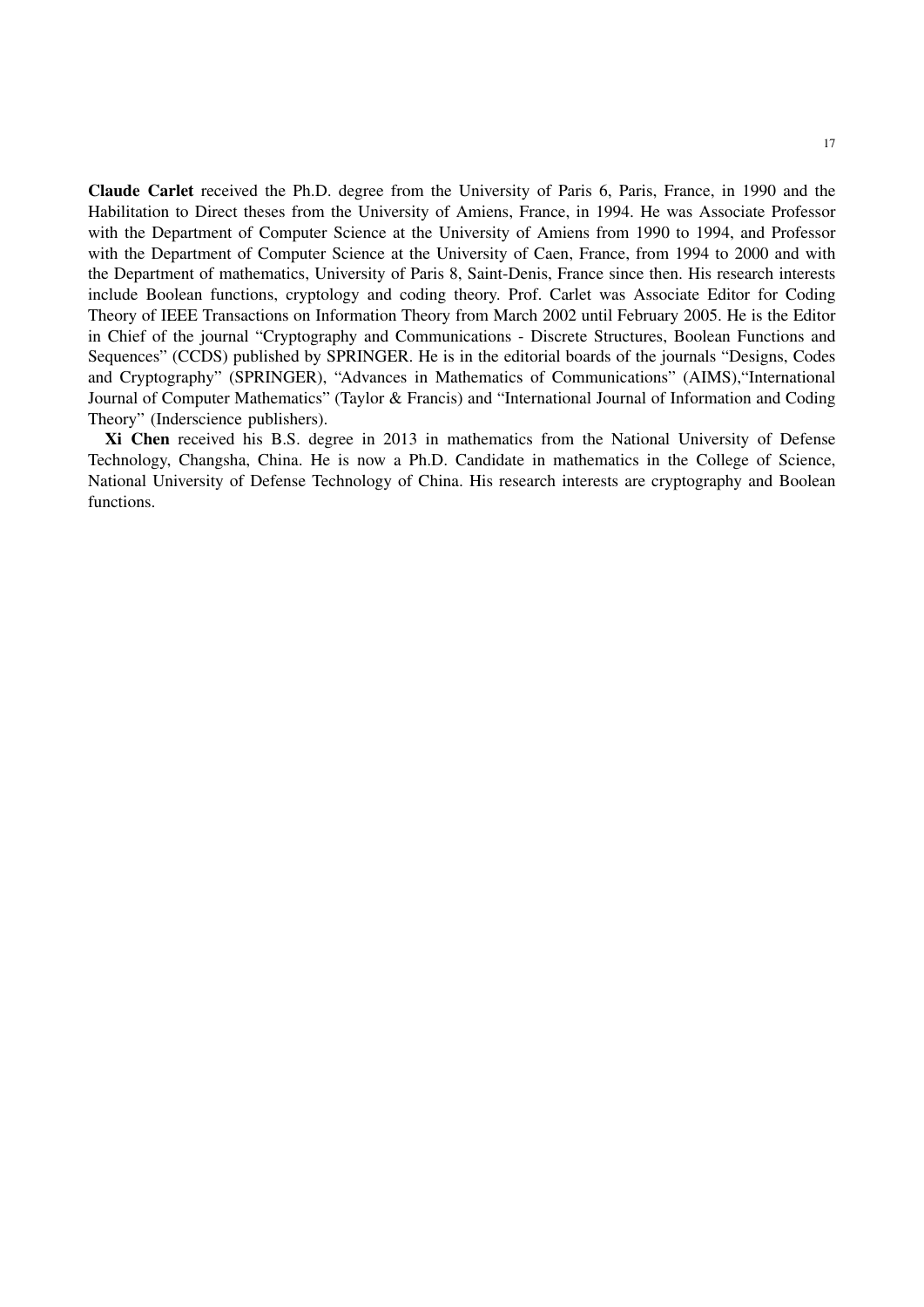**Claude Carlet** received the Ph.D. degree from the University of Paris 6, Paris, France, in 1990 and the Habilitation to Direct theses from the University of Amiens, France, in 1994. He was Associate Professor with the Department of Computer Science at the University of Amiens from 1990 to 1994, and Professor with the Department of Computer Science at the University of Caen, France, from 1994 to 2000 and with the Department of mathematics, University of Paris 8, Saint-Denis, France since then. His research interests include Boolean functions, cryptology and coding theory. Prof. Carlet was Associate Editor for Coding Theory of IEEE Transactions on Information Theory from March 2002 until February 2005. He is the Editor in Chief of the journal "Cryptography and Communications - Discrete Structures, Boolean Functions and Sequences" (CCDS) published by SPRINGER. He is in the editorial boards of the journals "Designs, Codes and Cryptography" (SPRINGER), "Advances in Mathematics of Communications" (AIMS),"International Journal of Computer Mathematics" (Taylor & Francis) and "International Journal of Information and Coding Theory" (Inderscience publishers).

**Xi Chen** received his B.S. degree in 2013 in mathematics from the National University of Defense Technology, Changsha, China. He is now a Ph.D. Candidate in mathematics in the College of Science, National University of Defense Technology of China. His research interests are cryptography and Boolean functions.